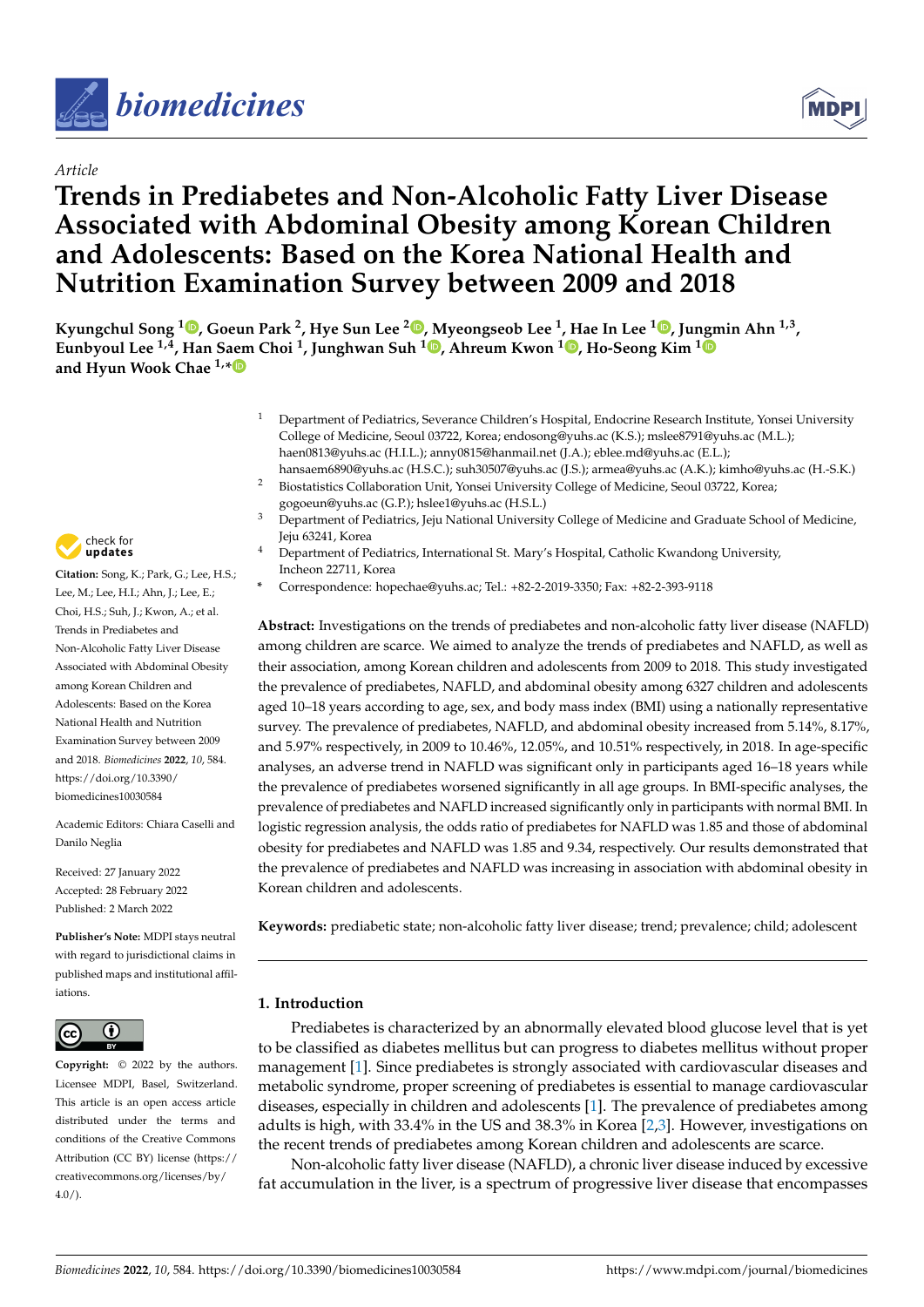Article

# Trends in Prediabetes and Non-Alcoholic Fatty Liver Disease Associated with Abdominal Obesity among Korean Children and Adolescents: Based on the Korea National Health and Nutrition Examination Survey between 2009 and 2018

Kyungchul Song [1], Goeun Park [2], Hye Sun Lee [2], Myeongseob Lee [1], Hae In Lee [1], Jungmin Ahn [1,3], Eunbyoul Lee [1,4], Han Saem Choi [1], Junghwan Suh [1], Ahreum Kwon [1], Ho-Seong Kim [1] and Hyun Wook Chae [1,*]

[1] Department of Pediatrics, Severance Children's Hospital, Endocrine Research Institute, Yonsei University College of Medicine, Seoul 03722, Korea; endosong@yuhs.ac (K.S.); mslee8791@yuhs.ac (M.L.); haen0813@yuhs.ac (H.I.L.); anny0815@hanmail.net (J.A.); eblee.md@yuhs.ac (E.L.); hansaem6890@yuhs.ac (H.S.C.); suh30507@yuhs.ac (J.S.); armea@yuhs.ac (A.K.); kimho@yuhs.ac (H.-S.K.)

[2] Biostatistics Collaboration Unit, Yonsei University College of Medicine, Seoul 03722, Korea; gogoeun@yuhs.ac (G.P.); hslee1@yuhs.ac (H.S.L.)

[3] Department of Pediatrics, Jeju National University College of Medicine and Graduate School of Medicine, Jeju 63241, Korea

[4] Department of Pediatrics, International St. Mary's Hospital, Catholic Kwandong University, Incheon 22711, Korea

\* Correspondence: hopechae@yuhs.ac; Tel.: +82-2-2019-3350; Fax: +82-2-393-9118

**Citation:** Song, K.; Park, G.; Lee, H.S.; Lee, M.; Lee, H.I.; Ahn, J.; Lee, E.; Choi, H.S.; Suh, J.; Kwon, A.; et al. Trends in Prediabetes and Non-Alcoholic Fatty Liver Disease Associated with Abdominal Obesity among Korean Children and Adolescents: Based on the Korea National Health and Nutrition Examination Survey between 2009 and 2018. *Biomedicines* **2022**, *10*, 584. https://doi.org/10.3390/biomedicines10030584

Academic Editors: Chiara Caselli and Danilo Neglia

Received: 27 January 2022
Accepted: 28 February 2022
Published: 2 March 2022

**Publisher's Note:** MDPI stays neutral with regard to jurisdictional claims in published maps and institutional affiliations.

**Copyright:** © 2022 by the authors. Licensee MDPI, Basel, Switzerland. This article is an open access article distributed under the terms and conditions of the Creative Commons Attribution (CC BY) license (https://creativecommons.org/licenses/by/4.0/).

**Abstract:** Investigations on the trends of prediabetes and non-alcoholic fatty liver disease (NAFLD) among children are scarce. We aimed to analyze the trends of prediabetes and NAFLD, as well as their association, among Korean children and adolescents from 2009 to 2018. This study investigated the prevalence of prediabetes, NAFLD, and abdominal obesity among 6327 children and adolescents aged 10–18 years according to age, sex, and body mass index (BMI) using a nationally representative survey. The prevalence of prediabetes, NAFLD, and abdominal obesity increased from 5.14%, 8.17%, and 5.97% respectively, in 2009 to 10.46%, 12.05%, and 10.51% respectively, in 2018. In age-specific analyses, an adverse trend in NAFLD was significant only in participants aged 16–18 years while the prevalence of prediabetes worsened significantly in all age groups. In BMI-specific analyses, the prevalence of prediabetes and NAFLD increased significantly only in participants with normal BMI. In logistic regression analysis, the odds ratio of prediabetes for NAFLD was 1.85 and those of abdominal obesity for prediabetes and NAFLD was 1.85 and 9.34, respectively. Our results demonstrated that the prevalence of prediabetes and NAFLD was increasing in association with abdominal obesity in Korean children and adolescents.

**Keywords:** prediabetic state; non-alcoholic fatty liver disease; trend; prevalence; child; adolescent

## 1. Introduction

Prediabetes is characterized by an abnormally elevated blood glucose level that is yet to be classified as diabetes mellitus but can progress to diabetes mellitus without proper management [1]. Since prediabetes is strongly associated with cardiovascular diseases and metabolic syndrome, proper screening of prediabetes is essential to manage cardiovascular diseases, especially in children and adolescents [1]. The prevalence of prediabetes among adults is high, with 33.4% in the US and 38.3% in Korea [2,3]. However, investigations on the recent trends of prediabetes among Korean children and adolescents are scarce.

Non-alcoholic fatty liver disease (NAFLD), a chronic liver disease induced by excessive fat accumulation in the liver, is a spectrum of progressive liver disease that encompasses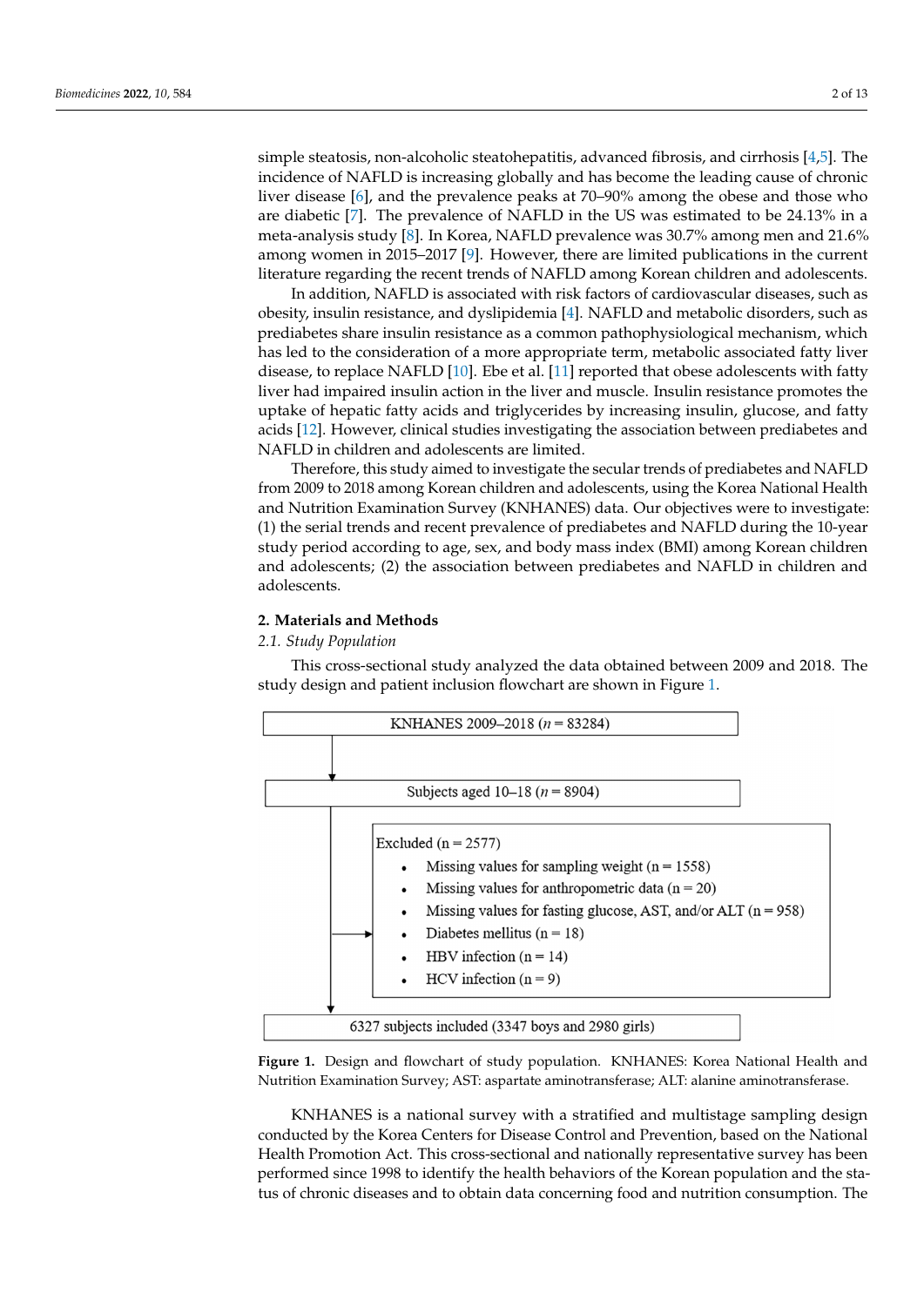simple steatosis, non-alcoholic steatohepatitis, advanced fibrosis, and cirrhosis [4,5]. The incidence of NAFLD is increasing globally and has become the leading cause of chronic liver disease [6], and the prevalence peaks at 70–90% among the obese and those who are diabetic [7]. The prevalence of NAFLD in the US was estimated to be 24.13% in a meta-analysis study [8]. In Korea, NAFLD prevalence was 30.7% among men and 21.6% among women in 2015–2017 [9]. However, there are limited publications in the current literature regarding the recent trends of NAFLD among Korean children and adolescents.

In addition, NAFLD is associated with risk factors of cardiovascular diseases, such as obesity, insulin resistance, and dyslipidemia [4]. NAFLD and metabolic disorders, such as prediabetes share insulin resistance as a common pathophysiological mechanism, which has led to the consideration of a more appropriate term, metabolic associated fatty liver disease, to replace NAFLD [10]. Ebe et al. [11] reported that obese adolescents with fatty liver had impaired insulin action in the liver and muscle. Insulin resistance promotes the uptake of hepatic fatty acids and triglycerides by increasing insulin, glucose, and fatty acids [12]. However, clinical studies investigating the association between prediabetes and NAFLD in children and adolescents are limited.

Therefore, this study aimed to investigate the secular trends of prediabetes and NAFLD from 2009 to 2018 among Korean children and adolescents, using the Korea National Health and Nutrition Examination Survey (KNHANES) data. Our objectives were to investigate: (1) the serial trends and recent prevalence of prediabetes and NAFLD during the 10-year study period according to age, sex, and body mass index (BMI) among Korean children and adolescents; (2) the association between prediabetes and NAFLD in children and adolescents.

## 2. Materials and Methods

### *2.1. Study Population*

This cross-sectional study analyzed the data obtained between 2009 and 2018. The study design and patient inclusion flowchart are shown in Figure 1.

KNHANES 2009–2018 (*n* = 83284)

↓

Subjects aged 10–18 (*n* = 8904)

→ Excluded (n = 2577)
- Missing values for sampling weight (n = 1558)
- Missing values for anthropometric data (n = 20)
- Missing values for fasting glucose, AST, and/or ALT (n = 958)
- Diabetes mellitus (n = 18)
- HBV infection (n = 14)
- HCV infection (n = 9)

↓

6327 subjects included (3347 boys and 2980 girls)

**Figure 1.** Design and flowchart of study population. KNHANES: Korea National Health and Nutrition Examination Survey; AST: aspartate aminotransferase; ALT: alanine aminotransferase.

KNHANES is a national survey with a stratified and multistage sampling design conducted by the Korea Centers for Disease Control and Prevention, based on the National Health Promotion Act. This cross-sectional and nationally representative survey has been performed since 1998 to identify the health behaviors of the Korean population and the status of chronic diseases and to obtain data concerning food and nutrition consumption. The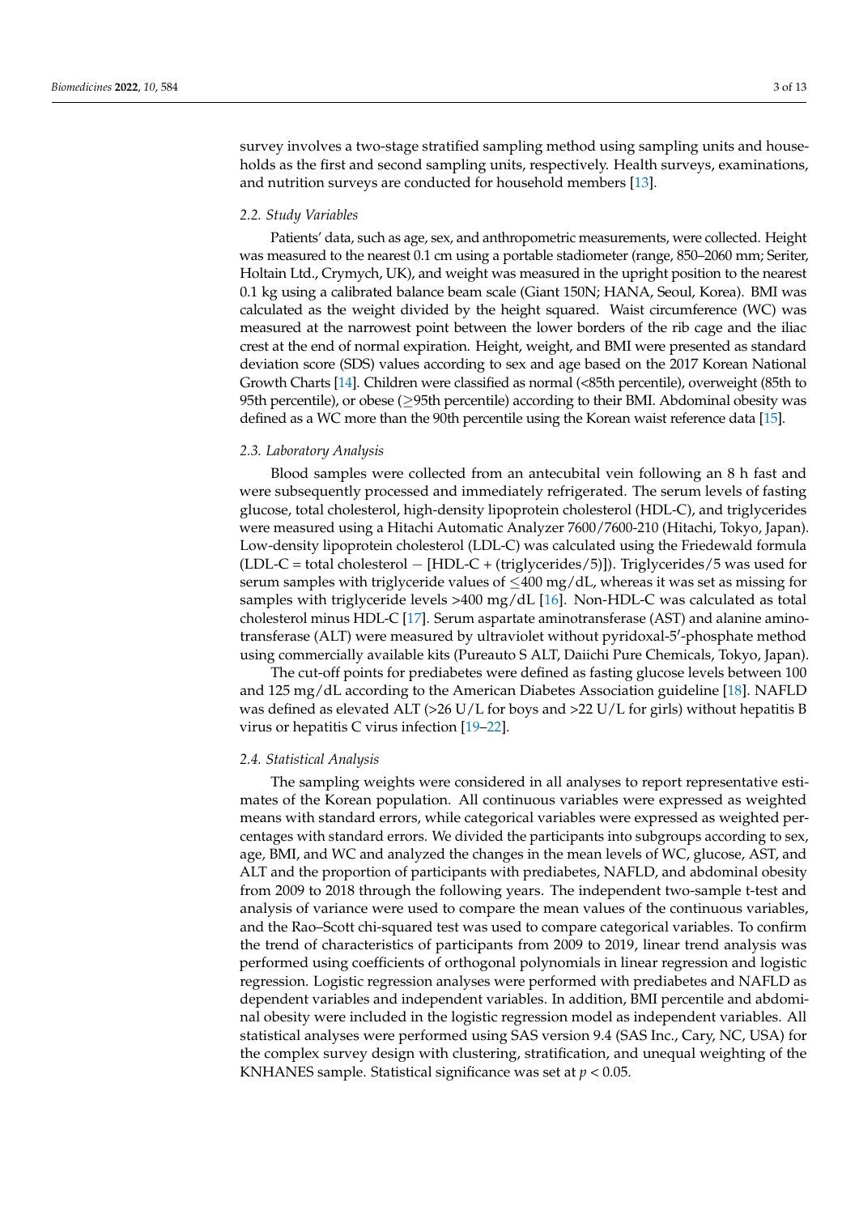survey involves a two-stage stratified sampling method using sampling units and households as the first and second sampling units, respectively. Health surveys, examinations, and nutrition surveys are conducted for household members [13].

### 2.2. Study Variables

Patients' data, such as age, sex, and anthropometric measurements, were collected. Height was measured to the nearest 0.1 cm using a portable stadiometer (range, 850–2060 mm; Seriter, Holtain Ltd., Crymych, UK), and weight was measured in the upright position to the nearest 0.1 kg using a calibrated balance beam scale (Giant 150N; HANA, Seoul, Korea). BMI was calculated as the weight divided by the height squared. Waist circumference (WC) was measured at the narrowest point between the lower borders of the rib cage and the iliac crest at the end of normal expiration. Height, weight, and BMI were presented as standard deviation score (SDS) values according to sex and age based on the 2017 Korean National Growth Charts [14]. Children were classified as normal (<85th percentile), overweight (85th to 95th percentile), or obese (≥95th percentile) according to their BMI. Abdominal obesity was defined as a WC more than the 90th percentile using the Korean waist reference data [15].

### 2.3. Laboratory Analysis

Blood samples were collected from an antecubital vein following an 8 h fast and were subsequently processed and immediately refrigerated. The serum levels of fasting glucose, total cholesterol, high-density lipoprotein cholesterol (HDL-C), and triglycerides were measured using a Hitachi Automatic Analyzer 7600/7600-210 (Hitachi, Tokyo, Japan). Low-density lipoprotein cholesterol (LDL-C) was calculated using the Friedewald formula (LDL-C = total cholesterol − [HDL-C + (triglycerides/5)]). Triglycerides/5 was used for serum samples with triglyceride values of ≤400 mg/dL, whereas it was set as missing for samples with triglyceride levels >400 mg/dL [16]. Non-HDL-C was calculated as total cholesterol minus HDL-C [17]. Serum aspartate aminotransferase (AST) and alanine aminotransferase (ALT) were measured by ultraviolet without pyridoxal-5′-phosphate method using commercially available kits (Pureauto S ALT, Daiichi Pure Chemicals, Tokyo, Japan).

The cut-off points for prediabetes were defined as fasting glucose levels between 100 and 125 mg/dL according to the American Diabetes Association guideline [18]. NAFLD was defined as elevated ALT (>26 U/L for boys and >22 U/L for girls) without hepatitis B virus or hepatitis C virus infection [19–22].

### 2.4. Statistical Analysis

The sampling weights were considered in all analyses to report representative estimates of the Korean population. All continuous variables were expressed as weighted means with standard errors, while categorical variables were expressed as weighted percentages with standard errors. We divided the participants into subgroups according to sex, age, BMI, and WC and analyzed the changes in the mean levels of WC, glucose, AST, and ALT and the proportion of participants with prediabetes, NAFLD, and abdominal obesity from 2009 to 2018 through the following years. The independent two-sample t-test and analysis of variance were used to compare the mean values of the continuous variables, and the Rao–Scott chi-squared test was used to compare categorical variables. To confirm the trend of characteristics of participants from 2009 to 2019, linear trend analysis was performed using coefficients of orthogonal polynomials in linear regression and logistic regression. Logistic regression analyses were performed with prediabetes and NAFLD as dependent variables and independent variables. In addition, BMI percentile and abdominal obesity were included in the logistic regression model as independent variables. All statistical analyses were performed using SAS version 9.4 (SAS Inc., Cary, NC, USA) for the complex survey design with clustering, stratification, and unequal weighting of the KNHANES sample. Statistical significance was set at $p < 0.05$.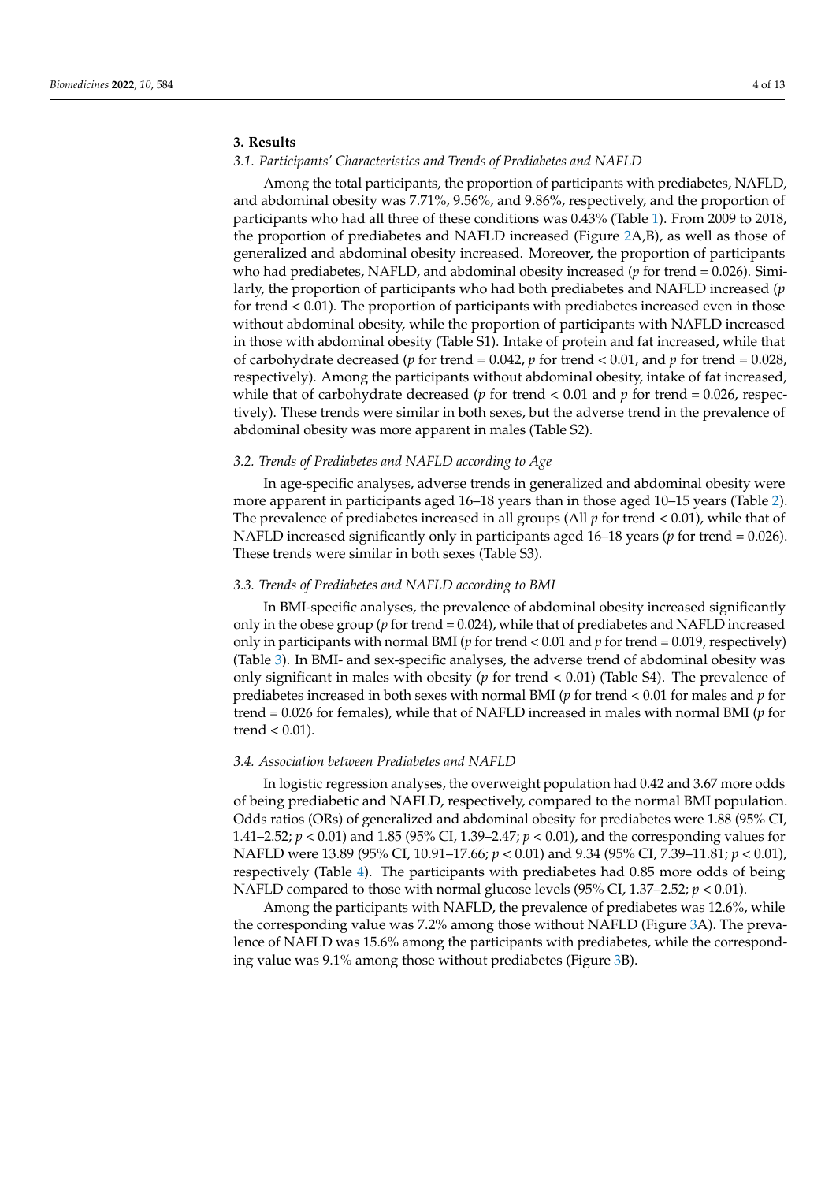## 3. Results

### 3.1. Participants' Characteristics and Trends of Prediabetes and NAFLD

Among the total participants, the proportion of participants with prediabetes, NAFLD, and abdominal obesity was 7.71%, 9.56%, and 9.86%, respectively, and the proportion of participants who had all three of these conditions was 0.43% (Table 1). From 2009 to 2018, the proportion of prediabetes and NAFLD increased (Figure 2A,B), as well as those of generalized and abdominal obesity increased. Moreover, the proportion of participants who had prediabetes, NAFLD, and abdominal obesity increased (*p* for trend = 0.026). Similarly, the proportion of participants who had both prediabetes and NAFLD increased (*p* for trend < 0.01). The proportion of participants with prediabetes increased even in those without abdominal obesity, while the proportion of participants with NAFLD increased in those with abdominal obesity (Table S1). Intake of protein and fat increased, while that of carbohydrate decreased (*p* for trend = 0.042, *p* for trend < 0.01, and *p* for trend = 0.028, respectively). Among the participants without abdominal obesity, intake of fat increased, while that of carbohydrate decreased (*p* for trend < 0.01 and *p* for trend = 0.026, respectively). These trends were similar in both sexes, but the adverse trend in the prevalence of abdominal obesity was more apparent in males (Table S2).

### 3.2. Trends of Prediabetes and NAFLD according to Age

In age-specific analyses, adverse trends in generalized and abdominal obesity were more apparent in participants aged 16–18 years than in those aged 10–15 years (Table 2). The prevalence of prediabetes increased in all groups (All *p* for trend < 0.01), while that of NAFLD increased significantly only in participants aged 16–18 years (*p* for trend = 0.026). These trends were similar in both sexes (Table S3).

### 3.3. Trends of Prediabetes and NAFLD according to BMI

In BMI-specific analyses, the prevalence of abdominal obesity increased significantly only in the obese group (*p* for trend = 0.024), while that of prediabetes and NAFLD increased only in participants with normal BMI (*p* for trend < 0.01 and *p* for trend = 0.019, respectively) (Table 3). In BMI- and sex-specific analyses, the adverse trend of abdominal obesity was only significant in males with obesity (*p* for trend < 0.01) (Table S4). The prevalence of prediabetes increased in both sexes with normal BMI (*p* for trend < 0.01 for males and *p* for trend = 0.026 for females), while that of NAFLD increased in males with normal BMI (*p* for trend < 0.01).

### 3.4. Association between Prediabetes and NAFLD

In logistic regression analyses, the overweight population had 0.42 and 3.67 more odds of being prediabetic and NAFLD, respectively, compared to the normal BMI population. Odds ratios (ORs) of generalized and abdominal obesity for prediabetes were 1.88 (95% CI, 1.41–2.52; *p* < 0.01) and 1.85 (95% CI, 1.39–2.47; *p* < 0.01), and the corresponding values for NAFLD were 13.89 (95% CI, 10.91–17.66; *p* < 0.01) and 9.34 (95% CI, 7.39–11.81; *p* < 0.01), respectively (Table 4). The participants with prediabetes had 0.85 more odds of being NAFLD compared to those with normal glucose levels (95% CI, 1.37–2.52; *p* < 0.01).

Among the participants with NAFLD, the prevalence of prediabetes was 12.6%, while the corresponding value was 7.2% among those without NAFLD (Figure 3A). The prevalence of NAFLD was 15.6% among the participants with prediabetes, while the corresponding value was 9.1% among those without prediabetes (Figure 3B).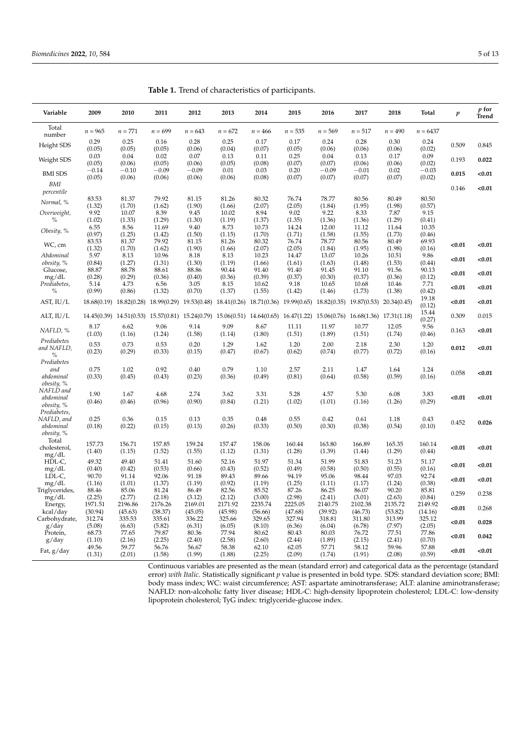**Table 1.** Trend of characteristics of participants.

| Variable | 2009 | 2010 | 2011 | 2012 | 2013 | 2014 | 2015 | 2016 | 2017 | 2018 | Total | *p* | *p* for Trend |
|---|---|---|---|---|---|---|---|---|---|---|---|---|---|
| Total number | *n* = 965 | *n* = 771 | *n* = 699 | *n* = 643 | *n* = 672 | *n* = 466 | *n* = 535 | *n* = 569 | *n* = 517 | *n* = 490 | *n* = 6437 | | |
| Height SDS | 0.29 (0.05) | 0.25 (0.05) | 0.16 (0.05) | 0.28 (0.06) | 0.25 (0.04) | 0.17 (0.07) | 0.17 (0.05) | 0.24 (0.06) | 0.28 (0.06) | 0.30 (0.06) | 0.24 (0.02) | 0.509 | 0.845 |
| Weight SDS | 0.03 (0.05) | 0.04 (0.06) | 0.02 (0.05) | 0.07 (0.06) | 0.13 (0.05) | 0.11 (0.08) | 0.25 (0.07) | 0.04 (0.07) | 0.13 (0.06) | 0.17 (0.06) | 0.09 (0.02) | 0.193 | **0.022** |
| BMI SDS | −0.14 (0.05) | −0.10 (0.06) | −0.09 (0.06) | −0.09 (0.06) | 0.01 (0.06) | 0.03 (0.08) | 0.20 (0.07) | −0.09 (0.07) | −0.01 (0.07) | 0.02 (0.07) | −0.03 (0.02) | **0.015** | **<0.01** |
| *BMI percentile* | | | | | | | | | | | | 0.146 | **<0.01** |
| *Normal, %* | 83.53 (1.32) | 81.37 (1.70) | 79.92 (1.62) | 81.15 (1.90) | 81.26 (1.66) | 80.32 (2.07) | 76.74 (2.05) | 78.77 (1.84) | 80.56 (1.95) | 80.49 (1.98) | 80.50 (0.57) | | |
| *Overweight, %* | 9.92 (1.02) | 10.07 (1.33) | 8.39 (1.29) | 9.45 (1.30) | 10.02 (1.19) | 8.94 (1.37) | 9.02 (1.35) | 9.22 (1.36) | 8.33 (1.36) | 7.87 (1.29) | 9.15 (0.41) | | |
| *Obesity, %* | 6.55 (0.97) | 8.56 (1.25) | 11.69 (1.42) | 9.40 (1.50) | 8.73 (1.15) | 10.73 (1.70) | 14.24 (1.71) | 12.00 (1.58) | 11.12 (1.55) | 11.64 (1.73) | 10.35 (0.46) | | |
| WC, cm | 83.53 (1.32) | 81.37 (1.70) | 79.92 (1.62) | 81.15 (1.90) | 81.26 (1.66) | 80.32 (2.07) | 76.74 (2.05) | 78.77 (1.84) | 80.56 (1.95) | 80.49 (1.98) | 69.93 (0.16) | **<0.01** | **<0.01** |
| *Abdominal obesity, %* | 5.97 (0.84) | 8.13 (1.27) | 10.96 (1.31) | 8.18 (1.30) | 8.13 (1.19) | 10.23 (1.66) | 14.47 (1.61) | 13.07 (1.63) | 10.26 (1.48) | 10.51 (1.53) | 9.86 (0.44) | **<0.01** | **<0.01** |
| Glucose, mg/dL | 88.87 (0.28) | 88.78 (0.29) | 88.61 (0.36) | 88.86 (0.40) | 90.44 (0.36) | 91.40 (0.39) | 91.40 (0.37) | 91.45 (0.30) | 91.10 (0.37) | 91.56 (0.36) | 90.13 (0.12) | **<0.01** | **<0.01** |
| *Prediabetes, %* | 5.14 (0.99) | 4.73 (0.86) | 6.56 (1.32) | 3.05 (0.70) | 8.15 (1.37) | 10.62 (1.55) | 9.18 (1.42) | 10.65 (1.46) | 10.68 (1.73) | 10.46 (1.38) | 7.71 (0.42) | **<0.01** | **<0.01** |
| AST, IU/L | 18.68(0.19) | 18.82(0.28) | 18.99(0.29) | 19.53(0.48) | 18.41(0.26) | 18.71(0.36) | 19.99(0.65) | 18.82(0.35) | 19.87(0.53) | 20.34(0.45) | 19.18 (0.12) | **<0.01** | **<0.01** |
| ALT, IU/L | 14.45(0.39) | 14.51(0.53) | 15.57(0.81) | 15.24(0.79) | 15.06(0.51) | 14.64(0.65) | 16.47(1.22) | 15.06(0.76) | 16.68(1.36) | 17.31(1.18) | 15.44 (0.27) | 0.309 | 0.015 |
| *NAFLD, %* | 8.17 (1.03) | 6.62 (1.16) | 9.06 (1.24) | 9.14 (1.58) | 9.09 (1.14) | 8.67 (1.80) | 11.11 (1.51) | 11.97 (1.89) | 10.77 (1.51) | 12.05 (1.74) | 9.56 (0.46) | 0.163 | **<0.01** |
| *Prediabetes and NAFLD, %* | 0.53 (0.23) | 0.73 (0.29) | 0.53 (0.33) | 0.20 (0.15) | 1.29 (0.47) | 1.62 (0.67) | 1.20 (0.62) | 2.00 (0.74) | 2.18 (0.77) | 2.30 (0.72) | 1.20 (0.16) | **0.012** | **<0.01** |
| *Prediabetes and abdominal obesity, %* | 0.75 (0.33) | 1.02 (0.45) | 0.92 (0.43) | 0.40 (0.23) | 0.79 (0.36) | 1.10 (0.49) | 2.57 (0.81) | 2.11 (0.64) | 1.47 (0.58) | 1.64 (0.59) | 1.24 (0.16) | 0.058 | **<0.01** |
| *NAFLD and abdominal obesity, %* | 1.90 (0.46) | 1.67 (0.46) | 4.68 (0.96) | 2.74 (0.90) | 3.62 (0.84) | 3.31 (1.21) | 5.28 (1.02) | 4.57 (1.01) | 5.30 (1.16) | 6.08 (1.26) | 3.83 (0.29) | **<0.01** | **<0.01** |
| *Prediabetes, NAFLD, and abdominal obesity, %* | 0.25 (0.18) | 0.36 (0.22) | 0.15 (0.15) | 0.13 (0.13) | 0.35 (0.26) | 0.48 (0.33) | 0.55 (0.50) | 0.42 (0.30) | 0.61 (0.38) | 1.18 (0.54) | 0.43 (0.10) | 0.452 | **0.026** |
| Total cholesterol, mg/dL | 157.73 (1.40) | 156.71 (1.15) | 157.85 (1.52) | 159.24 (1.55) | 157.47 (1.12) | 158.06 (1.31) | 160.44 (1.28) | 163.80 (1.39) | 166.89 (1.44) | 165.35 (1.29) | 160.14 (0.44) | **<0.01** | **<0.01** |
| HDL-C, mg/dL | 49.32 (0.40) | 49.40 (0.42) | 51.41 (0.53) | 51.60 (0.66) | 52.16 (0.43) | 51.97 (0.52) | 51.34 (0.49) | 51.99 (0.58) | 51.83 (0.50) | 51.23 (0.55) | 51.17 (0.16) | **<0.01** | **<0.01** |
| LDL-C, mg/dL | 90.70 (1.16) | 91.14 (1.01) | 92.06 (1.37) | 91.18 (1.19) | 89.43 (0.92) | 89.66 (1.19) | 94.19 (1.25) | 95.06 (1.11) | 98.44 (1.17) | 97.03 (1.24) | 92.74 (0.38) | **<0.01** | **<0.01** |
| Triglycerides, mg/dL | 88.46 (2.25) | 85.06 (2.77) | 81.24 (2.18) | 86.49 (3.12) | 82.56 (2.12) | 85.52 (3.00) | 87.26 (2.98) | 86.25 (2.41) | 86.07 (3.01) | 90.20 (2.63) | 85.81 (0.84) | 0.259 | 0.238 |
| Energy, kcal/day | 1971.51 (30.94) | 2196.86 (45.63) | 2176.26 (38.37) | 2169.01 (45.05) | 2171.92 (45.98) | 2235.74 (56.66) | 2225.05 (47.68) | 2140.75 (39.92) | 2102.38 (46.73) | 2135.72 (53.82) | 2149.92 (14.16) | **<0.01** | 0.268 |
| Carbohydrate, g/day | 312.74 (5.08) | 335.53 (6.63) | 335.61 (5.82) | 336.22 (6.31) | 325.66 (6.05) | 329.65 (8.10) | 327.94 (6.36) | 318.81 (6.04) | 311.80 (6.78) | 313.99 (7.97) | 325.12 (2.05) | **<0.01** | **0.028** |
| Protein, g/day | 68.73 (1.10) | 77.65 (2.16) | 79.87 (2.25) | 80.36 (2.40) | 77.94 (2.58) | 80.62 (2.60) | 80.43 (2.44) | 80.03 (1.89) | 76.72 (2.15) | 77.51 (2.41) | 77.86 (0.70) | **<0.01** | **0.042** |
| Fat, g/day | 49.56 (1.31) | 59.77 (2.01) | 56.76 (1.58) | 56.67 (1.99) | 58.38 (1.88) | 62.10 (2.25) | 62.05 (2.09) | 57.71 (1.74) | 58.12 (1.91) | 59.96 (2.08) | 57.88 (0.59) | **<0.01** | **<0.01** |

Continuous variables are presented as the mean (standard error) and categorical data as the percentage (standard error) *with Italic.* Statistically significant *p* value is presented in bold type. SDS: standard deviation score; BMI: body mass index; WC: waist circumference; AST: aspartate aminotransferase; ALT: alanine aminotransferase; NAFLD: non-alcoholic fatty liver disease; HDL-C: high-density lipoprotein cholesterol; LDL-C: low-density lipoprotein cholesterol; TyG index: triglyceride-glucose index.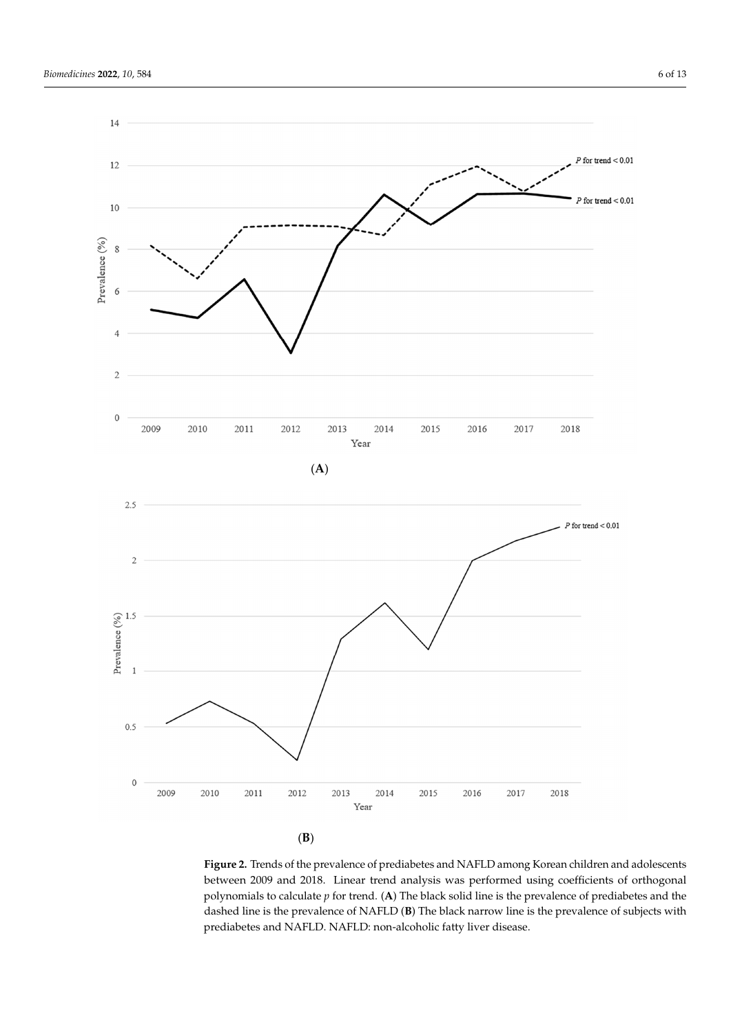**Figure 2.** Trends of the prevalence of prediabetes and NAFLD among Korean children and adolescents between 2009 and 2018. Linear trend analysis was performed using coefficients of orthogonal polynomials to calculate $p$ for trend. (**A**) The black solid line is the prevalence of prediabetes and the dashed line is the prevalence of NAFLD (**B**) The black narrow line is the prevalence of subjects with prediabetes and NAFLD. NAFLD: non-alcoholic fatty liver disease.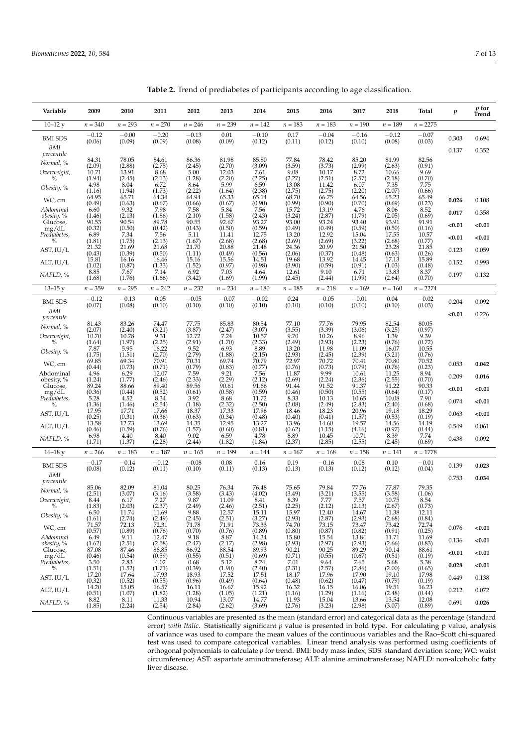**Table 2.** Trend of prediabetes of participants according to age classification.

| Variable | 2009 | 2010 | 2011 | 2012 | 2013 | 2014 | 2015 | 2016 | 2017 | 2018 | Total | *p* | *p* for Trend |
|---|---|---|---|---|---|---|---|---|---|---|---|---|---|
| 10–12 y | *n* = 340 | *n* = 293 | *n* = 270 | *n* = 246 | *n* = 239 | *n* = 142 | *n* = 183 | *n* = 183 | *n* = 190 | *n* = 189 | *n* = 2275 | | |
| BMI SDS | −0.12 (0.06) | −0.00 (0.09) | −0.20 (0.09) | −0.13 (0.08) | 0.01 (0.09) | −0.10 (0.12) | 0.17 (0.11) | −0.04 (0.12) | −0.16 (0.10) | −0.12 (0.08) | −0.07 (0.03) | 0.303 | 0.694 |
| *BMI percentile* | | | | | | | | | | | | 0.137 | 0.352 |
| *Normal, %* | 84.31 (2.09) | 78.05 (2.88) | 84.61 (2.75) | 86.36 (2.45) | 81.98 (2.70) | 85.80 (3.09) | 77.84 (3.59) | 78.42 (3.73) | 85.20 (2.99) | 81.99 (2.63) | 82.56 (0.91) | | |
| *Overweight, %* | 10.71 (1.94) | 13.91 (2.45) | 8.68 (2.13) | 5.00 (1.28) | 12.03 (2.20) | 7.61 (2.25) | 9.08 (2.27) | 10.17 (2.51) | 8.72 (2.57) | 10.66 (2.18) | 9.69 (0.70) | | |
| *Obesity, %* | 4.98 (1.16) | 8.04 (1.94) | 6.72 (1.73) | 8.64 (2.22) | 5.99 (1.64) | 6.59 (2.38) | 13.08 (2.75) | 11.42 (2.75) | 6.07 (2.20) | 7.35 (2.07) | 7.75 (0.66) | | |
| WC, cm | 64.95 (0.49) | 65.71 (0.63) | 64.34 (0.67) | 64.94 (0.66) | 65.33 (0.67) | 65.14 (0.90) | 68.70 (0.99) | 66.75 (0.90) | 64.56 (0.70) | 65.23 (0.69) | 65.49 (0.23) | **0.026** | 0.108 |
| *Abdominal obesity, %* | 6.60 (1.46) | 9.32 (2.13) | 7.98 (1.86) | 7.58 (2.10) | 5.84 (1.58) | 7.56 (2.43) | 15.72 (3.24) | 13.19 (2.87) | 4.76 (1.79) | 8.06 (2.05) | 8.52 (0.69) | **0.017** | 0.358 |
| Glucose, mg/dL | 90.53 (0.32) | 90.54 (0.50) | 89.78 (0.42) | 90.55 (0.43) | 92.67 (0.50) | 93.27 (0.59) | 93.00 (0.49) | 93.24 (0.49) | 93.40 (0.59) | 93.91 (0.50) | 91.91 (0.16) | **<0.01** | **<0.01** |
| *Prediabetes, %* | 6.89 (1.81) | 7.34 (1.75) | 7.56 (2.13) | 5.11 (1.67) | 11.41 (2.68) | 12.75 (2.68) | 13.20 (2.69) | 12.92 (2.69) | 15.04 (3.22) | 17.55 (2.68) | 10.57 (0.77) | **<0.01** | **<0.01** |
| AST, IU/L | 21.32 (0.43) | 21.69 (0.39) | 21.68 (0.50) | 21.70 (1.11) | 20.88 (0.49) | 21.48 (0.56) | 24.36 (2.06) | 20.99 (0.37) | 21.50 (0.48) | 23.28 (0.63) | 21.85 (0.26) | 0.123 | 0.059 |
| ALT, IU/L | 15.81 (1.02) | 16.16 (0.87) | 16.46 (1.33) | 15.16 (1.52) | 15.56 (0.97) | 14.51 (0.98) | 19.68 (3.90) | 13.92 (0.59) | 14.45 (0.91) | 17.13 (1.03) | 15.89 (0.48) | 0.152 | 0.993 |
| *NAFLD, %* | 8.85 (1.68) | 7.67 (1.76) | 7.14 (1.66) | 6.92 (3.42) | 7.03 (1.69) | 4.64 (1.99) | 12.61 (2.45) | 9.10 (2.44) | 6.71 (1.99) | 13.83 (2.64) | 8.37 (0.70) | 0.197 | 0.132 |
| 13–15 y | *n* = 359 | *n* = 295 | *n* = 242 | *n* = 232 | *n* = 234 | *n* = 180 | *n* = 185 | *n* = 218 | *n* = 169 | *n* = 160 | *n* = 2274 | | |
| BMI SDS | −0.12 (0.07) | −0.13 (0.08) | 0.05 (0.10) | −0.05 (0.10) | −0.07 (0.10) | −0.02 (0.10) | 0.24 (0.10) | −0.05 (0.10) | −0.01 (0.10) | 0.04 (0.10) | −0.02 (0.03) | 0.204 | 0.092 |
| *BMI percentile* | | | | | | | | | | | | **<0.01** | 0.226 |
| *Normal, %* | 81.43 (2.07) | 83.26 (2.40) | 74.47 (3.21) | 77.75 (3.87) | 85.83 (2.47) | 80.54 (3.07) | 77.10 (3.55) | 77.76 (3.39) | 79.95 (3.06) | 82.54 (3.25) | 80.05 (0.97) | | |
| *Overweight, %* | 10.70 (1.64) | 10.78 (1.97) | 9.31 (2.25) | 12.72 (2.91) | 7.24 (1.70) | 10.57 (2.33) | 9.70 (2.49) | 10.26 (2.93) | 8.96 (2.23) | 1.39 (0.76) | 9.39 (0.72) | | |
| *Obesity, %* | 7.87 (1.75) | 5.95 (1.51) | 16.22 (2.70) | 9.52 (2.79) | 6.93 (1.88) | 8.89 (2.15) | 13.20 (2.93) | 11.98 (2.45) | 11.09 (2.39) | 16.07 (3.21) | 10.55 (0.76) | | |
| WC, cm | 69.85 (0.44) | 69.34 (0.73) | 70.91 (0.71) | 70.31 (0.79) | 69.74 (0.83) | 70.79 (0.77) | 72.97 (0.76) | 70.72 (0.73) | 70.41 (0.79) | 70.80 (0.76) | 70.52 (0.23) | 0.053 | **0.042** |
| Abdominal obesity, % | 4.96 (1.24) | 6.29 (1.77) | 12.07 (2.46) | 7.59 (2.33) | 9.21 (2.29) | 7.56 (2.12) | 11.87 (2.69) | 9.99 (2.24) | 10.61 (2.36) | 11.25 (2.55) | 8.94 (0.70) | 0.209 | **0.016** |
| Glucose, mg/dL | 89.24 (0.36) | 88.66 (0.44) | 89.40 (0.52) | 89.56 (0.61) | 90.61 (0.58) | 91.66 (0.59) | 91.44 (0.46) | 91.52 (0.50) | 91.37 (0.55) | 91.22 (0.64) | 90.33 (0.17) | **<0.01** | **<0.01** |
| *Prediabetes, %* | 5.28 (1.36) | 4.52 (1.46) | 8.34 (2.54) | 3.92 (1.18) | 8.68 (2.32) | 11.72 (2.50) | 8.33 (2.08) | 10.13 (2.49) | 10.65 (2.83) | 10.08 (2.40) | 7.90 (0.68) | 0.074 | **<0.01** |
| AST, IU/L | 17.95 (0.25) | 17.71 (0.31) | 17.66 (0.36) | 18.37 (0.63) | 17.33 (0.34) | 17.96 (0.48) | 18.46 (0.40) | 18.23 (0.41) | 20.96 (1.57) | 19.18 (0.53) | 18.29 (0.19) | 0.063 | **<0.01** |
| ALT, IU/L | 13.58 (0.46) | 12.73 (0.59) | 13.69 (0.76) | 14.35 (1.57) | 12.95 (0.60) | 13.27 (0.81) | 13.96 (0.62) | 14.60 (1.15) | 19.57 (4.16) | 14.56 (0.97) | 14.19 (0.44) | 0.549 | 0.061 |
| *NAFLD, %* | 6.98 (1.71) | 4.40 (1.37) | 8.40 (2.28) | 9.02 (2.44) | 6.59 (1.82) | 4.78 (1.84) | 8.89 (2.37) | 10.45 (2.85) | 10.71 (2.55) | 8.39 (2.45) | 7.74 (0.69) | 0.438 | 0.092 |
| 16–18 y | *n* = 266 | *n* = 183 | *n* = 187 | *n* = 165 | *n* = 199 | *n* = 144 | *n* = 167 | *n* = 168 | *n* = 158 | *n* = 141 | *n* = 1778 | | |
| BMI SDS | −0.17 (0.08) | −0.14 (0.12) | −0.12 (0.11) | −0.08 (0.10) | 0.08 (0.11) | 0.16 (0.13) | 0.19 (0.13) | −0.16 (0.13) | 0.08 (0.12) | 0.10 (0.12) | −0.01 (0.04) | 0.139 | **0.023** |
| *BMI percentile* | | | | | | | | | | | | 0.753 | **0.034** |
| *Normal, %* | 85.06 (2.51) | 82.09 (3.07) | 81.04 (3.16) | 80.25 (3.58) | 76.34 (3.43) | 76.48 (4.02) | 75.65 (3.49) | 79.84 (3.21) | 77.76 (3.55) | 77.87 (3.58) | 79.35 (1.06) | | |
| *Overweight, %* | 8.44 (1.83) | 6.17 (2.03) | 7.27 (2.37) | 9.87 (2.49) | 11.09 (2.46) | 8.41 (2.51) | 8.39 (2.25) | 7.77 (2.12) | 7.57 (2.13) | 10.75 (2.67) | 8.54 (0.73) | | |
| *Obesity, %* | 6.50 (1.61) | 11.74 (2.74) | 11.69 (2.49) | 9.88 (2.45) | 12.57 (2.51) | 15.11 (3.27) | 15.97 (2.93) | 12.40 (2.87) | 14.67 (2.93) | 11.38 (2.68) | 12.11 (0.84) | | |
| WC, cm | 71.57 (0.57) | 72.13 (0.89) | 72.31 (0.76) | 71.78 (0.70) | 71.91 (0.76) | 73.33 (0.89) | 74.70 (0.80) | 73.15 (0.87) | 73.47 (0.82) | 73.42 (0.91) | 72.74 (0.25) | 0.076 | **<0.01** |
| *Abdominal obesity, %* | 6.49 (1.62) | 9.11 (2.51) | 12.47 (2.58) | 9.18 (2.47) | 8.87 (2.17) | 14.34 (2.98) | 15.80 (2.93) | 15.54 (2.97) | 13.84 (2.93) | 11.71 (2.66) | 11.69 (0.83) | 0.136 | **<0.01** |
| Glucose, mg/dL | 87.08 (0.46) | 87.46 (0.54) | 86.85 (0.59) | 86.92 (0.55) | 88.54 (0.51) | 89.93 (0.69) | 90.21 (0.71) | 90.25 (0.55) | 89.29 (0.67) | 90.14 (0.51) | 88.61 (0.19) | **<0.01** | **<0.01** |
| *Prediabetes, %* | 3.50 (1.51) | 2.83 (1.52) | 4.02 (1.71) | 0.68 (0.39) | 5.12 (1.90) | 8.24 (2.40) | 7.01 (2.31) | 9.64 (2.57) | 7.65 (2.86) | 5.68 (2.00) | 5.38 (0.65) | **0.028** | **<0.01** |
| AST, IU/L | 17.20 (0.32) | 17.64 (0.52) | 17.93 (0.55) | 18.93 (0.96) | 17.52 (0.49) | 17.51 (0.64) | 18.17 (0.48) | 17.96 (0.62) | 17.90 (0.47) | 19.10 (0.79) | 17.98 (0.19) | 0.449 | 0.138 |
| ALT, IU/L | 14.20 (0.51) | 15.05 (1.07) | 16.57 (1.82) | 16.11 (1.28) | 16.67 (1.05) | 15.92 (1.21) | 16.32 (1.16) | 16.15 (1.29) | 16.06 (1.16) | 19.51 (2.48) | 16.23 (0.44) | 0.212 | 0.072 |
| *NAFLD, %* | 8.82 (1.85) | 8.11 (2.24) | 11.33 (2.54) | 10.94 (2.84) | 13.07 (2.62) | 14.77 (3.69) | 11.93 (2.76) | 15.04 (3.23) | 13.66 (2.98) | 13.54 (3.07) | 12.08 (0.89) | 0.691 | **0.026** |

Continuous variables are presented as the mean (standard error) and categorical data as the percentage (standard error) *with Italic*. Statistically significant *p* value is presented in bold type. For calculating p value, analysis of variance was used to compare the mean values of the continuous variables and the Rao–Scott chi-squared test was used to compare categorical variables. Linear trend analysis was performed using coefficients of orthogonal polynomials to calculate *p* for trend. BMI: body mass index; SDS: standard deviation score; WC: waist circumference; AST: aspartate aminotransferase; ALT: alanine aminotransferase; NAFLD: non-alcoholic fatty liver disease.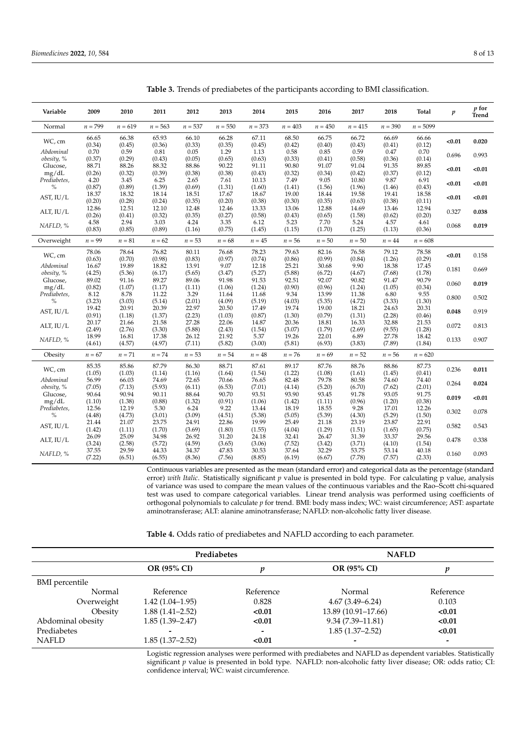**Table 3.** Trends of prediabetes of the participants according to BMI classification.

| Variable | 2009 | 2010 | 2011 | 2012 | 2013 | 2014 | 2015 | 2016 | 2017 | 2018 | Total | *p* | *p* for Trend |
|---|---|---|---|---|---|---|---|---|---|---|---|---|---|
| Normal | *n* = 799 | *n* = 619 | *n* = 563 | *n* = 537 | *n* = 550 | *n* = 373 | *n* = 403 | *n* = 450 | *n* = 415 | *n* = 390 | *n* = 5099 | | |
| WC, cm | 66.65 (0.34) | 66.38 (0.45) | 65.93 (0.36) | 66.10 (0.33) | 66.28 (0.35) | 67.11 (0.45) | 68.50 (0.42) | 66.75 (0.40) | 66.72 (0.43) | 66.69 (0.41) | 66.66 (0.12) | **<0.01** | **0.020** |
| *Abdominal obesity, %* | 0.70 (0.37) | 0.59 (0.29) | 0.81 (0.43) | 0.05 (0.05) | 1.29 (0.65) | 1.13 (0.63) | 0.58 (0.33) | 0.85 (0.41) | 0.59 (0.58) | 0.47 (0.36) | 0.70 (0.14) | 0.696 | 0.993 |
| Glucose, mg/dL | 88.71 (0.26) | 88.26 (0.32) | 88.32 (0.39) | 88.86 (0.38) | 90.22 (0.38) | 91.11 (0.43) | 90.80 (0.32) | 91.07 (0.34) | 91.04 (0.42) | 91.35 (0.37) | 89.85 (0.12) | **<0.01** | **<0.01** |
| *Prediabetes, %* | 4.20 (0.87) | 3.45 (0.89) | 6.25 (1.39) | 2.65 (0.69) | 7.61 (1.31) | 10.13 (1.60) | 7.49 (1.41) | 9.05 (1.56) | 10.80 (1.96) | 9.87 (1.46) | 6.91 (0.43) | **<0.01** | **<0.01** |
| AST, IU/L | 18.37 (0.20) | 18.32 (0.28) | 18.14 (0.24) | 18.51 (0.35) | 17.67 (0.20) | 18.67 (0.38) | 19.00 (0.30) | 18.44 (0.35) | 19.58 (0.63) | 19.41 (0.38) | 18.58 (0.11) | **<0.01** | **<0.01** |
| ALT, IU/L | 12.86 (0.26) | 12.51 (0.41) | 12.10 (0.32) | 12.48 (0.35) | 12.46 (0.27) | 13.33 (0.58) | 13.06 (0.43) | 12.88 (0.65) | 14.69 (1.58) | 13.46 (0.62) | 12.94 (0.20) | 0.327 | **0.038** |
| *NAFLD, %* | 4.58 (0.83) | 2.94 (0.85) | 3.03 (0.89) | 4.24 (1.16) | 3.35 (0.75) | 6.12 (1.45) | 5.23 (1.15) | 7.70 (1.70) | 5.24 (1.25) | 4.57 (1.13) | 4.61 (0.36) | 0.068 | **0.019** |
| Overweight | *n* = 99 | *n* = 81 | *n* = 62 | *n* = 53 | *n* = 68 | *n* = 45 | *n* = 56 | *n* = 50 | *n* = 50 | *n* = 44 | *n* = 608 | | |
| WC, cm | 78.06 (0.63) | 78.64 (0.70) | 76.82 (0.98) | 80.11 (0.83) | 76.68 (0.97) | 78.23 (0.74) | 79.63 (0.86) | 82.16 (0.99) | 76.58 (0.84) | 79.12 (1.26) | 78.58 (0.29) | **<0.01** | 0.158 |
| *Abdominal obesity, %* | 16.67 (4.25) | 19.89 (5.36) | 18.82 (6.17) | 13.91 (5.65) | 9.07 (3.47) | 12.18 (5.27) | 25.21 (5.88) | 30.68 (6.72) | 9.90 (4.67) | 18.38 (7.68) | 17.45 (1.78) | 0.181 | 0.669 |
| Glucose, mg/dL | 89.02 (0.82) | 91.16 (1.07) | 89.27 (1.17) | 89.06 (1.11) | 91.98 (1.06) | 91.53 (1.24) | 92.51 (0.90) | 92.07 (0.96) | 90.82 (1.24) | 91.47 (1.05) | 90.79 (0.34) | 0.060 | **0.019** |
| *Prediabetes, %* | 8.12 (3.23) | 8.78 (3.03) | 11.22 (5.14) | 3.29 (2.01) | 11.64 (4.09) | 11.68 (5.19) | 9.34 (4.03) | 13.99 (5.35) | 11.38 (4.72) | 6.80 (3.33) | 9.55 (1.30) | 0.800 | 0.502 |
| AST, IU/L | 19.42 (0.91) | 20.91 (1.18) | 20.39 (1.37) | 22.97 (2.23) | 20.50 (1.03) | 17.49 (0.87) | 19.74 (1.30) | 19.00 (0.79) | 18.21 (1.31) | 24.63 (2.28) | 20.31 (0.46) | **0.048** | 0.919 |
| ALT, IU/L | 20.17 (2.49) | 21.66 (2.76) | 21.58 (3.30) | 27.28 (5.88) | 22.06 (2.43) | 14.87 (1.54) | 20.36 (3.07) | 18.81 (1.79) | 16.33 (2.69) | 32.88 (9.55) | 21.53 (1.28) | 0.072 | 0.813 |
| *NAFLD, %* | 18.99 (4.61) | 16.81 (4.57) | 17.38 (4.97) | 26.12 (7.11) | 21.92 (5.82) | 5.37 (3.00) | 19.26 (5.81) | 22.01 (6.93) | 6.89 (3.83) | 27.78 (7.89) | 18.42 (1.84) | 0.133 | 0.907 |
| Obesity | *n* = 67 | *n* = 71 | *n* = 74 | *n* = 53 | *n* = 54 | *n* = 48 | *n* = 76 | *n* = 69 | *n* = 52 | *n* = 56 | *n* = 620 | | |
| WC, cm | 85.35 (1.05) | 85.86 (1.03) | 87.79 (1.14) | 86.30 (1.16) | 88.71 (1.64) | 87.61 (1.54) | 89.17 (1.22) | 87.76 (1.08) | 88.76 (1.61) | 88.86 (1.45) | 87.73 (0.41) | 0.236 | **0.011** |
| *Abdominal obesity, %* | 56.99 (7.05) | 66.03 (7.13) | 74.69 (5.93) | 72.65 (6.11) | 70.66 (6.53) | 76.65 (7.01) | 82.48 (4.14) | 79.78 (5.20) | 80.58 (6.70) | 74.60 (7.62) | 74.40 (2.01) | 0.264 | **0.024** |
| Glucose, mg/dL | 90.64 (1.10) | 90.94 (1.38) | 90.11 (0.88) | 88.64 (1.32) | 90.70 (0.91) | 93.51 (1.06) | 93.90 (1.42) | 93.45 (1.11) | 91.78 (0.96) | 93.05 (1.20) | 91.75 (0.38) | **0.019** | **<0.01** |
| *Prediabetes, %* | 12.56 (4.48) | 12.19 (4.73) | 5.30 (3.01) | 6.24 (3.09) | 9.22 (4.51) | 13.44 (5.38) | 18.19 (5.05) | 18.55 (5.39) | 9.28 (4.30) | 17.01 (5.29) | 12.26 (1.50) | 0.302 | 0.078 |
| AST, IU/L | 21.44 (1.42) | 21.07 (1.11) | 23.75 (1.70) | 24.91 (3.69) | 22.86 (1.80) | 19.99 (1.55) | 25.49 (4.04) | 21.18 (1.29) | 23.19 (1.51) | 23.87 (1.65) | 22.91 (0.75) | 0.582 | 0.543 |
| ALT, IU/L | 26.09 (3.24) | 25.09 (2.58) | 34.98 (5.72) | 26.92 (4.59) | 31.20 (3.65) | 24.18 (3.06) | 32.41 (7.52) | 26.47 (3.42) | 31.39 (3.71) | 33.37 (4.10) | 29.56 (1.54) | 0.478 | 0.338 |
| *NAFLD, %* | 37.55 (7.22) | 29.59 (6.51) | 44.33 (6.55) | 34.37 (8.36) | 47.83 (7.56) | 30.53 (8.85) | 37.64 (6.19) | 32.29 (6.67) | 53.75 (7.78) | 53.14 (7.57) | 40.18 (2.33) | 0.160 | 0.093 |

Continuous variables are presented as the mean (standard error) and categorical data as the percentage (standard error) *with Italic*. Statistically significant *p* value is presented in bold type. For calculating p value, analysis of variance was used to compare the mean values of the continuous variables and the Rao–Scott chi-squared test was used to compare categorical variables. Linear trend analysis was performed using coefficients of orthogonal polynomials to calculate *p* for trend. BMI: body mass index; WC: waist circumference; AST: aspartate aminotransferase; ALT: alanine aminotransferase; NAFLD: non-alcoholic fatty liver disease.

**Table 4.** Odds ratio of prediabetes and NAFLD according to each parameter.

| | Prediabetes | | NAFLD | |
|---|---|---|---|---|
| | **OR (95% CI)** | ***p*** | **OR (95% CI)** | ***p*** |
| BMI percentile | | | | |
| Normal | Reference | Reference | Normal | Reference |
| Overweight | 1.42 (1.04–1.95) | 0.828 | 4.67 (3.49–6.24) | 0.103 |
| Obesity | 1.88 (1.41–2.52) | **<0.01** | 13.89 (10.91–17.66) | **<0.01** |
| Abdominal obesity | 1.85 (1.39–2.47) | **<0.01** | 9.34 (7.39–11.81) | **<0.01** |
| Prediabetes | - | - | 1.85 (1.37–2.52) | **<0.01** |
| NAFLD | 1.85 (1.37–2.52) | **<0.01** | - | - |

Logistic regression analyses were performed with prediabetes and NAFLD as dependent variables. Statistically significant *p* value is presented in bold type. NAFLD: non-alcoholic fatty liver disease; OR: odds ratio; CI: confidence interval; WC: waist circumference.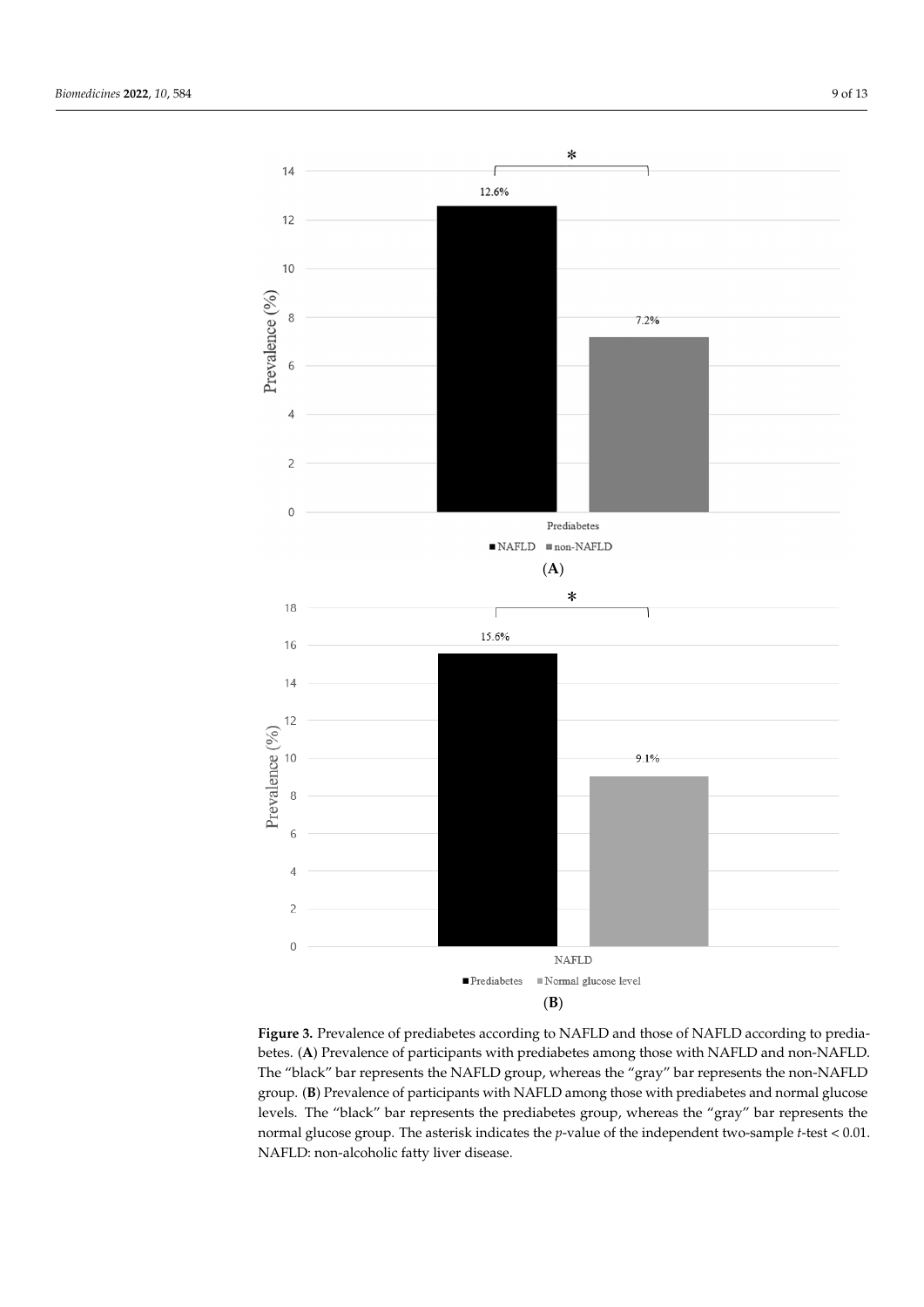**Figure 3.** Prevalence of prediabetes according to NAFLD and those of NAFLD according to prediabetes. (**A**) Prevalence of participants with prediabetes among those with NAFLD and non-NAFLD. The "black" bar represents the NAFLD group, whereas the "gray" bar represents the non-NAFLD group. (**B**) Prevalence of participants with NAFLD among those with prediabetes and normal glucose levels. The "black" bar represents the prediabetes group, whereas the "gray" bar represents the normal glucose group. The asterisk indicates the *p*-value of the independent two-sample *t*-test < 0.01. NAFLD: non-alcoholic fatty liver disease.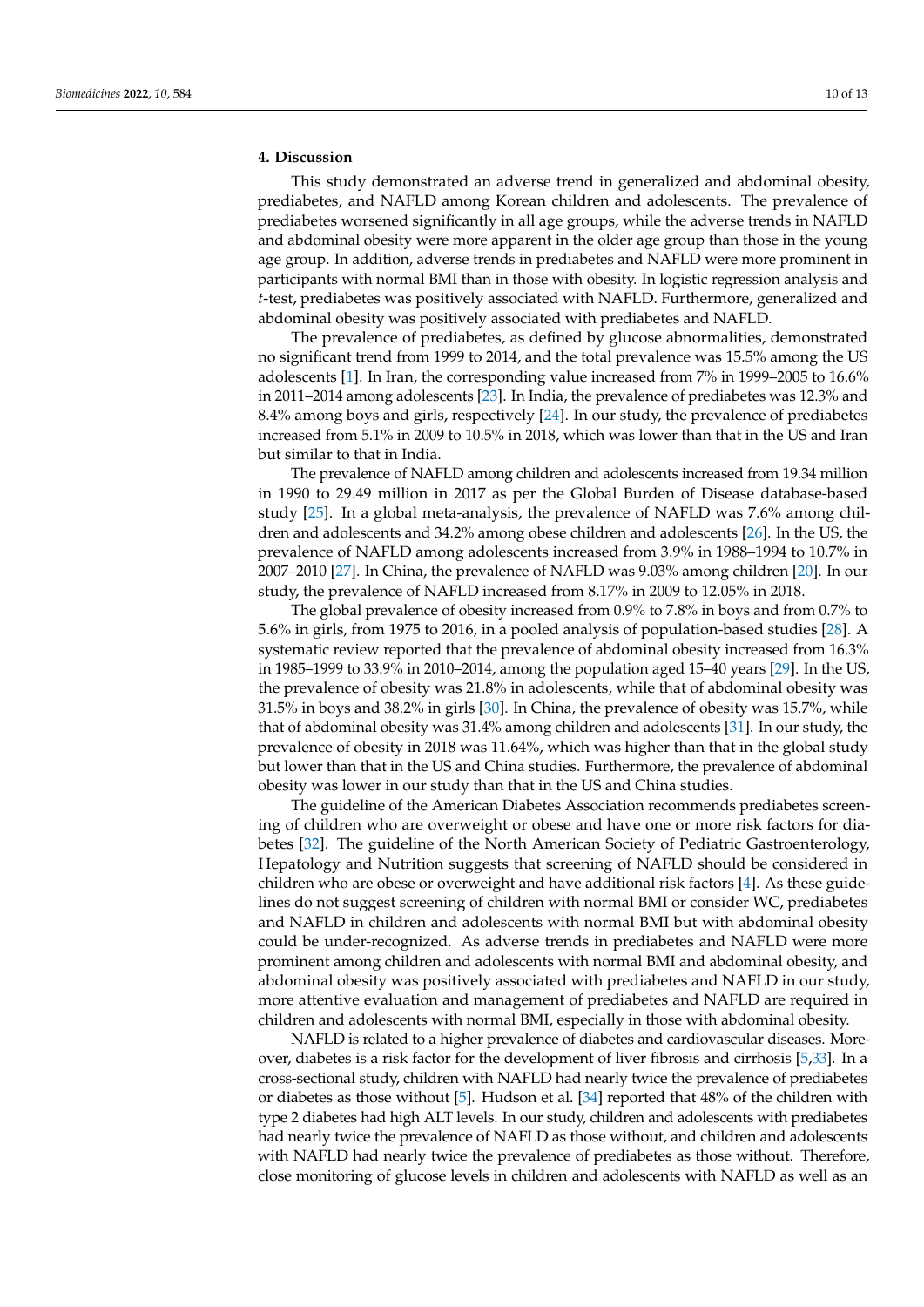## 4. Discussion

This study demonstrated an adverse trend in generalized and abdominal obesity, prediabetes, and NAFLD among Korean children and adolescents. The prevalence of prediabetes worsened significantly in all age groups, while the adverse trends in NAFLD and abdominal obesity were more apparent in the older age group than those in the young age group. In addition, adverse trends in prediabetes and NAFLD were more prominent in participants with normal BMI than in those with obesity. In logistic regression analysis and *t*-test, prediabetes was positively associated with NAFLD. Furthermore, generalized and abdominal obesity was positively associated with prediabetes and NAFLD.

The prevalence of prediabetes, as defined by glucose abnormalities, demonstrated no significant trend from 1999 to 2014, and the total prevalence was 15.5% among the US adolescents [1]. In Iran, the corresponding value increased from 7% in 1999–2005 to 16.6% in 2011–2014 among adolescents [23]. In India, the prevalence of prediabetes was 12.3% and 8.4% among boys and girls, respectively [24]. In our study, the prevalence of prediabetes increased from 5.1% in 2009 to 10.5% in 2018, which was lower than that in the US and Iran but similar to that in India.

The prevalence of NAFLD among children and adolescents increased from 19.34 million in 1990 to 29.49 million in 2017 as per the Global Burden of Disease database-based study [25]. In a global meta-analysis, the prevalence of NAFLD was 7.6% among children and adolescents and 34.2% among obese children and adolescents [26]. In the US, the prevalence of NAFLD among adolescents increased from 3.9% in 1988–1994 to 10.7% in 2007–2010 [27]. In China, the prevalence of NAFLD was 9.03% among children [20]. In our study, the prevalence of NAFLD increased from 8.17% in 2009 to 12.05% in 2018.

The global prevalence of obesity increased from 0.9% to 7.8% in boys and from 0.7% to 5.6% in girls, from 1975 to 2016, in a pooled analysis of population-based studies [28]. A systematic review reported that the prevalence of abdominal obesity increased from 16.3% in 1985–1999 to 33.9% in 2010–2014, among the population aged 15–40 years [29]. In the US, the prevalence of obesity was 21.8% in adolescents, while that of abdominal obesity was 31.5% in boys and 38.2% in girls [30]. In China, the prevalence of obesity was 15.7%, while that of abdominal obesity was 31.4% among children and adolescents [31]. In our study, the prevalence of obesity in 2018 was 11.64%, which was higher than that in the global study but lower than that in the US and China studies. Furthermore, the prevalence of abdominal obesity was lower in our study than that in the US and China studies.

The guideline of the American Diabetes Association recommends prediabetes screening of children who are overweight or obese and have one or more risk factors for diabetes [32]. The guideline of the North American Society of Pediatric Gastroenterology, Hepatology and Nutrition suggests that screening of NAFLD should be considered in children who are obese or overweight and have additional risk factors [4]. As these guidelines do not suggest screening of children with normal BMI or consider WC, prediabetes and NAFLD in children and adolescents with normal BMI but with abdominal obesity could be under-recognized. As adverse trends in prediabetes and NAFLD were more prominent among children and adolescents with normal BMI and abdominal obesity, and abdominal obesity was positively associated with prediabetes and NAFLD in our study, more attentive evaluation and management of prediabetes and NAFLD are required in children and adolescents with normal BMI, especially in those with abdominal obesity.

NAFLD is related to a higher prevalence of diabetes and cardiovascular diseases. Moreover, diabetes is a risk factor for the development of liver fibrosis and cirrhosis [5,33]. In a cross-sectional study, children with NAFLD had nearly twice the prevalence of prediabetes or diabetes as those without [5]. Hudson et al. [34] reported that 48% of the children with type 2 diabetes had high ALT levels. In our study, children and adolescents with prediabetes had nearly twice the prevalence of NAFLD as those without, and children and adolescents with NAFLD had nearly twice the prevalence of prediabetes as those without. Therefore, close monitoring of glucose levels in children and adolescents with NAFLD as well as an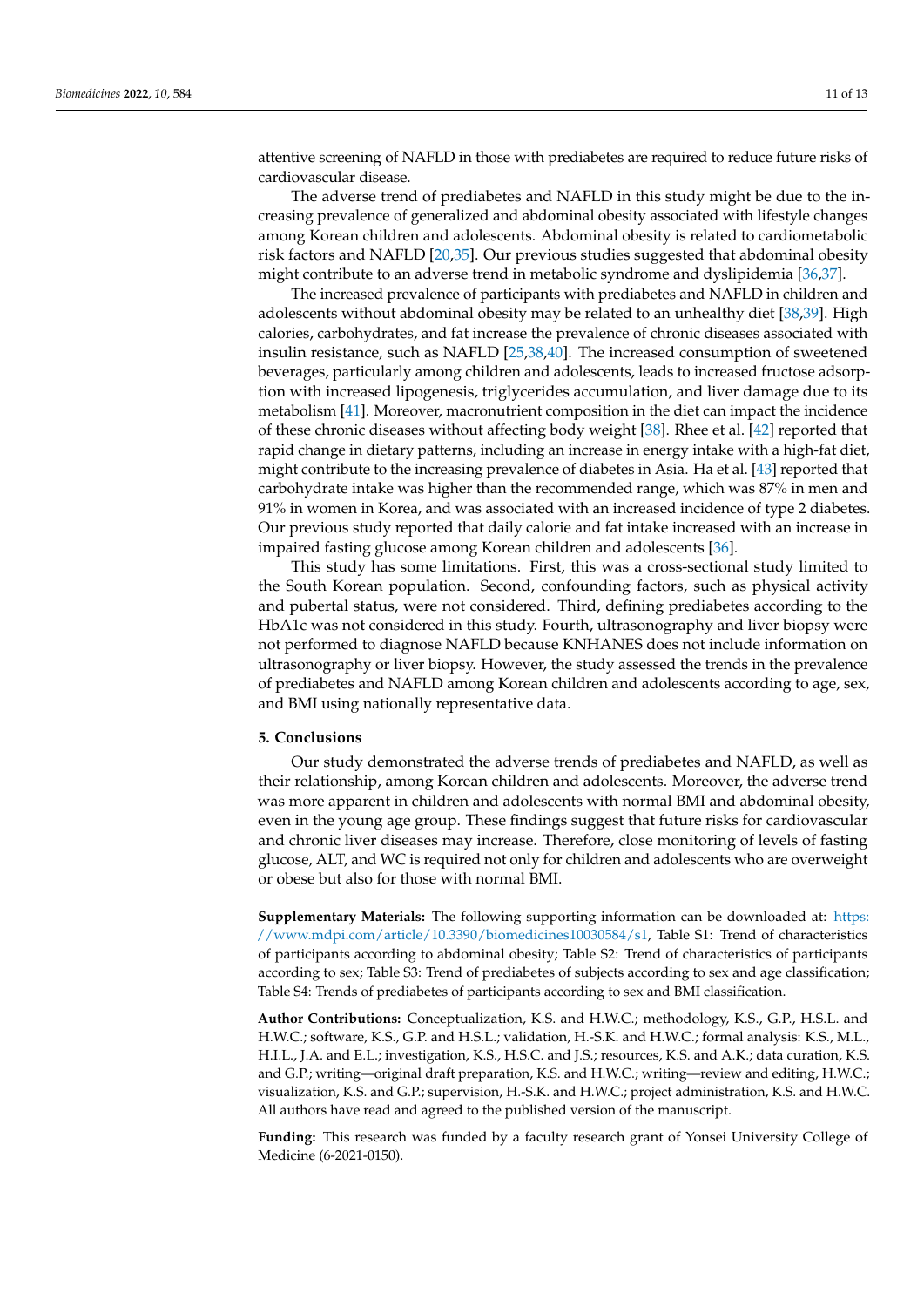attentive screening of NAFLD in those with prediabetes are required to reduce future risks of cardiovascular disease.

The adverse trend of prediabetes and NAFLD in this study might be due to the increasing prevalence of generalized and abdominal obesity associated with lifestyle changes among Korean children and adolescents. Abdominal obesity is related to cardiometabolic risk factors and NAFLD [20,35]. Our previous studies suggested that abdominal obesity might contribute to an adverse trend in metabolic syndrome and dyslipidemia [36,37].

The increased prevalence of participants with prediabetes and NAFLD in children and adolescents without abdominal obesity may be related to an unhealthy diet [38,39]. High calories, carbohydrates, and fat increase the prevalence of chronic diseases associated with insulin resistance, such as NAFLD [25,38,40]. The increased consumption of sweetened beverages, particularly among children and adolescents, leads to increased fructose adsorption with increased lipogenesis, triglycerides accumulation, and liver damage due to its metabolism [41]. Moreover, macronutrient composition in the diet can impact the incidence of these chronic diseases without affecting body weight [38]. Rhee et al. [42] reported that rapid change in dietary patterns, including an increase in energy intake with a high-fat diet, might contribute to the increasing prevalence of diabetes in Asia. Ha et al. [43] reported that carbohydrate intake was higher than the recommended range, which was 87% in men and 91% in women in Korea, and was associated with an increased incidence of type 2 diabetes. Our previous study reported that daily calorie and fat intake increased with an increase in impaired fasting glucose among Korean children and adolescents [36].

This study has some limitations. First, this was a cross-sectional study limited to the South Korean population. Second, confounding factors, such as physical activity and pubertal status, were not considered. Third, defining prediabetes according to the HbA1c was not considered in this study. Fourth, ultrasonography and liver biopsy were not performed to diagnose NAFLD because KNHANES does not include information on ultrasonography or liver biopsy. However, the study assessed the trends in the prevalence of prediabetes and NAFLD among Korean children and adolescents according to age, sex, and BMI using nationally representative data.

## 5. Conclusions

Our study demonstrated the adverse trends of prediabetes and NAFLD, as well as their relationship, among Korean children and adolescents. Moreover, the adverse trend was more apparent in children and adolescents with normal BMI and abdominal obesity, even in the young age group. These findings suggest that future risks for cardiovascular and chronic liver diseases may increase. Therefore, close monitoring of levels of fasting glucose, ALT, and WC is required not only for children and adolescents who are overweight or obese but also for those with normal BMI.

**Supplementary Materials:** The following supporting information can be downloaded at: https://www.mdpi.com/article/10.3390/biomedicines10030584/s1, Table S1: Trend of characteristics of participants according to abdominal obesity; Table S2: Trend of characteristics of participants according to sex; Table S3: Trend of prediabetes of subjects according to sex and age classification; Table S4: Trends of prediabetes of participants according to sex and BMI classification.

**Author Contributions:** Conceptualization, K.S. and H.W.C.; methodology, K.S., G.P., H.S.L. and H.W.C.; software, K.S., G.P. and H.S.L.; validation, H.-S.K. and H.W.C.; formal analysis: K.S., M.L., H.I.L., J.A. and E.L.; investigation, K.S., H.S.C. and J.S.; resources, K.S. and A.K.; data curation, K.S. and G.P.; writing—original draft preparation, K.S. and H.W.C.; writing—review and editing, H.W.C.; visualization, K.S. and G.P.; supervision, H.-S.K. and H.W.C.; project administration, K.S. and H.W.C. All authors have read and agreed to the published version of the manuscript.

**Funding:** This research was funded by a faculty research grant of Yonsei University College of Medicine (6-2021-0150).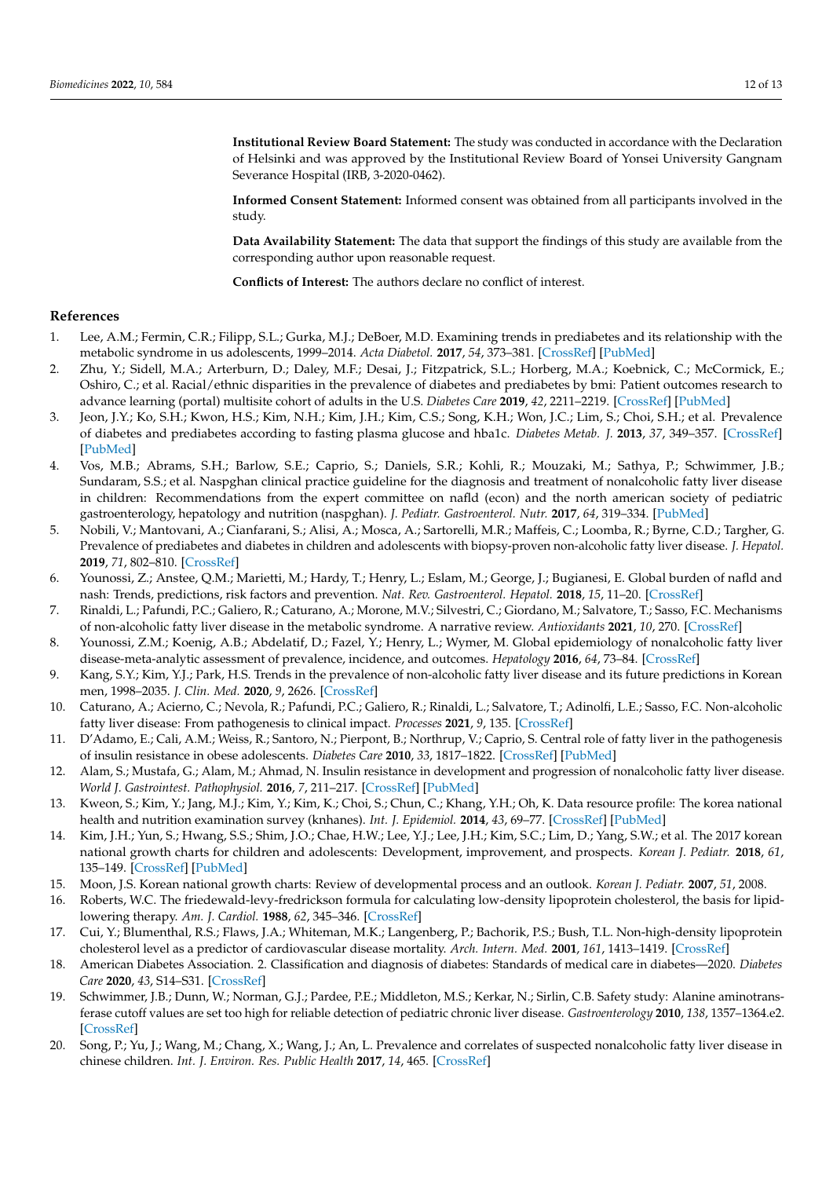**Institutional Review Board Statement:** The study was conducted in accordance with the Declaration of Helsinki and was approved by the Institutional Review Board of Yonsei University Gangnam Severance Hospital (IRB, 3-2020-0462).

**Informed Consent Statement:** Informed consent was obtained from all participants involved in the study.

**Data Availability Statement:** The data that support the findings of this study are available from the corresponding author upon reasonable request.

**Conflicts of Interest:** The authors declare no conflict of interest.

## References

1. Lee, A.M.; Fermin, C.R.; Filipp, S.L.; Gurka, M.J.; DeBoer, M.D. Examining trends in prediabetes and its relationship with the metabolic syndrome in us adolescents, 1999–2014. *Acta Diabetol.* **2017**, *54*, 373–381. [CrossRef] [PubMed]
2. Zhu, Y.; Sidell, M.A.; Arterburn, D.; Daley, M.F.; Desai, J.; Fitzpatrick, S.L.; Horberg, M.A.; Koebnick, C.; McCormick, E.; Oshiro, C.; et al. Racial/ethnic disparities in the prevalence of diabetes and prediabetes by bmi: Patient outcomes research to advance learning (portal) multisite cohort of adults in the U.S. *Diabetes Care* **2019**, *42*, 2211–2219. [CrossRef] [PubMed]
3. Jeon, J.Y.; Ko, S.H.; Kwon, H.S.; Kim, N.H.; Kim, J.H.; Kim, C.S.; Song, K.H.; Won, J.C.; Lim, S.; Choi, S.H.; et al. Prevalence of diabetes and prediabetes according to fasting plasma glucose and hba1c. *Diabetes Metab. J.* **2013**, *37*, 349–357. [CrossRef] [PubMed]
4. Vos, M.B.; Abrams, S.H.; Barlow, S.E.; Caprio, S.; Daniels, S.R.; Kohli, R.; Mouzaki, M.; Sathya, P.; Schwimmer, J.B.; Sundaram, S.S.; et al. Naspghan clinical practice guideline for the diagnosis and treatment of nonalcoholic fatty liver disease in children: Recommendations from the expert committee on nafld (econ) and the north american society of pediatric gastroenterology, hepatology and nutrition (naspghan). *J. Pediatr. Gastroenterol. Nutr.* **2017**, *64*, 319–334. [PubMed]
5. Nobili, V.; Mantovani, A.; Cianfarani, S.; Alisi, A.; Mosca, A.; Sartorelli, M.R.; Maffeis, C.; Loomba, R.; Byrne, C.D.; Targher, G. Prevalence of prediabetes and diabetes in children and adolescents with biopsy-proven non-alcoholic fatty liver disease. *J. Hepatol.* **2019**, *71*, 802–810. [CrossRef]
6. Younossi, Z.; Anstee, Q.M.; Marietti, M.; Hardy, T.; Henry, L.; Eslam, M.; George, J.; Bugianesi, E. Global burden of nafld and nash: Trends, predictions, risk factors and prevention. *Nat. Rev. Gastroenterol. Hepatol.* **2018**, *15*, 11–20. [CrossRef]
7. Rinaldi, L.; Pafundi, P.C.; Galiero, R.; Caturano, A.; Morone, M.V.; Silvestri, C.; Giordano, M.; Salvatore, T.; Sasso, F.C. Mechanisms of non-alcoholic fatty liver disease in the metabolic syndrome. A narrative review. *Antioxidants* **2021**, *10*, 270. [CrossRef]
8. Younossi, Z.M.; Koenig, A.B.; Abdelatif, D.; Fazel, Y.; Henry, L.; Wymer, M. Global epidemiology of nonalcoholic fatty liver disease-meta-analytic assessment of prevalence, incidence, and outcomes. *Hepatology* **2016**, *64*, 73–84. [CrossRef]
9. Kang, S.Y.; Kim, Y.J.; Park, H.S. Trends in the prevalence of non-alcoholic fatty liver disease and its future predictions in Korean men, 1998–2035. *J. Clin. Med.* **2020**, *9*, 2626. [CrossRef]
10. Caturano, A.; Acierno, C.; Nevola, R.; Pafundi, P.C.; Galiero, R.; Rinaldi, L.; Salvatore, T.; Adinolfi, L.E.; Sasso, F.C. Non-alcoholic fatty liver disease: From pathogenesis to clinical impact. *Processes* **2021**, *9*, 135. [CrossRef]
11. D'Adamo, E.; Cali, A.M.; Weiss, R.; Santoro, N.; Pierpont, B.; Northrup, V.; Caprio, S. Central role of fatty liver in the pathogenesis of insulin resistance in obese adolescents. *Diabetes Care* **2010**, *33*, 1817–1822. [CrossRef] [PubMed]
12. Alam, S.; Mustafa, G.; Alam, M.; Ahmad, N. Insulin resistance in development and progression of nonalcoholic fatty liver disease. *World J. Gastrointest. Pathophysiol.* **2016**, *7*, 211–217. [CrossRef] [PubMed]
13. Kweon, S.; Kim, Y.; Jang, M.J.; Kim, Y.; Kim, K.; Choi, S.; Chun, C.; Khang, Y.H.; Oh, K. Data resource profile: The korea national health and nutrition examination survey (knhanes). *Int. J. Epidemiol.* **2014**, *43*, 69–77. [CrossRef] [PubMed]
14. Kim, J.H.; Yun, S.; Hwang, S.S.; Shim, J.O.; Chae, H.W.; Lee, Y.J.; Lee, J.H.; Kim, S.C.; Lim, D.; Yang, S.W.; et al. The 2017 korean national growth charts for children and adolescents: Development, improvement, and prospects. *Korean J. Pediatr.* **2018**, *61*, 135–149. [CrossRef] [PubMed]
15. Moon, J.S. Korean national growth charts: Review of developmental process and an outlook. *Korean J. Pediatr.* **2007**, *51*, 2008.
16. Roberts, W.C. The friedewald-levy-fredrickson formula for calculating low-density lipoprotein cholesterol, the basis for lipid-lowering therapy. *Am. J. Cardiol.* **1988**, *62*, 345–346. [CrossRef]
17. Cui, Y.; Blumenthal, R.S.; Flaws, J.A.; Whiteman, M.K.; Langenberg, P.; Bachorik, P.S.; Bush, T.L. Non-high-density lipoprotein cholesterol level as a predictor of cardiovascular disease mortality. *Arch. Intern. Med.* **2001**, *161*, 1413–1419. [CrossRef]
18. American Diabetes Association. 2. Classification and diagnosis of diabetes: Standards of medical care in diabetes—2020. *Diabetes Care* **2020**, *43*, S14–S31. [CrossRef]
19. Schwimmer, J.B.; Dunn, W.; Norman, G.J.; Pardee, P.E.; Middleton, M.S.; Kerkar, N.; Sirlin, C.B. Safety study: Alanine aminotransferase cutoff values are set too high for reliable detection of pediatric chronic liver disease. *Gastroenterology* **2010**, *138*, 1357–1364.e2. [CrossRef]
20. Song, P.; Yu, J.; Wang, M.; Chang, X.; Wang, J.; An, L. Prevalence and correlates of suspected nonalcoholic fatty liver disease in chinese children. *Int. J. Environ. Res. Public Health* **2017**, *14*, 465. [CrossRef]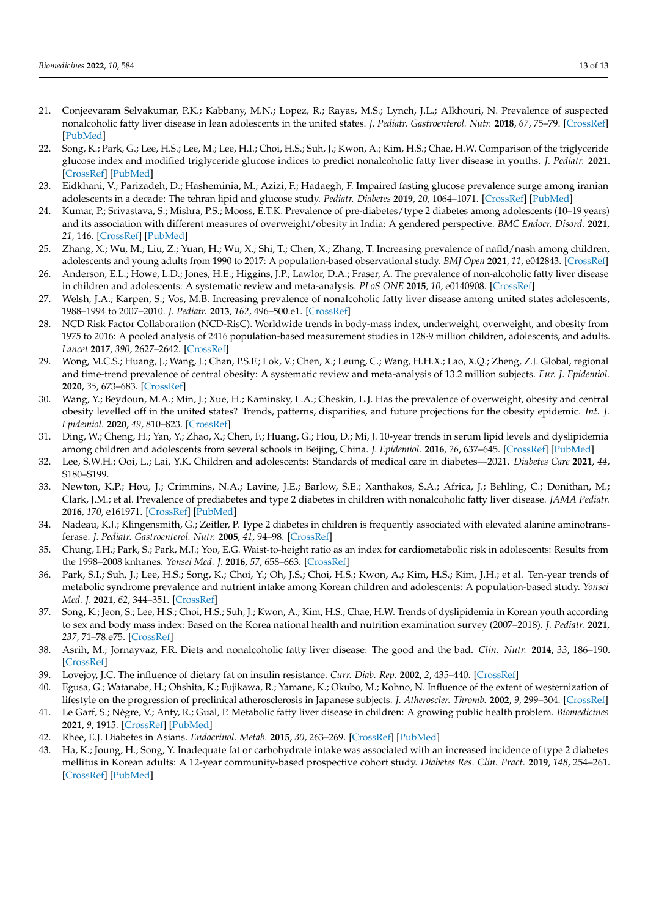21. Conjeevaram Selvakumar, P.K.; Kabbany, M.N.; Lopez, R.; Rayas, M.S.; Lynch, J.L.; Alkhouri, N. Prevalence of suspected nonalcoholic fatty liver disease in lean adolescents in the united states. *J. Pediatr. Gastroenterol. Nutr.* **2018**, *67*, 75–79. [CrossRef] [PubMed]
22. Song, K.; Park, G.; Lee, H.S.; Lee, M.; Lee, H.I.; Choi, H.S.; Suh, J.; Kwon, A.; Kim, H.S.; Chae, H.W. Comparison of the triglyceride glucose index and modified triglyceride glucose indices to predict nonalcoholic fatty liver disease in youths. *J. Pediatr.* **2021**. [CrossRef] [PubMed]
23. Eidkhani, V.; Parizadeh, D.; Hasheminia, M.; Azizi, F.; Hadaegh, F. Impaired fasting glucose prevalence surge among iranian adolescents in a decade: The tehran lipid and glucose study. *Pediatr. Diabetes* **2019**, *20*, 1064–1071. [CrossRef] [PubMed]
24. Kumar, P.; Srivastava, S.; Mishra, P.S.; Mooss, E.T.K. Prevalence of pre-diabetes/type 2 diabetes among adolescents (10–19 years) and its association with different measures of overweight/obesity in India: A gendered perspective. *BMC Endocr. Disord.* **2021**, *21*, 146. [CrossRef] [PubMed]
25. Zhang, X.; Wu, M.; Liu, Z.; Yuan, H.; Wu, X.; Shi, T.; Chen, X.; Zhang, T. Increasing prevalence of nafld/nash among children, adolescents and young adults from 1990 to 2017: A population-based observational study. *BMJ Open* **2021**, *11*, e042843. [CrossRef]
26. Anderson, E.L.; Howe, L.D.; Jones, H.E.; Higgins, J.P.; Lawlor, D.A.; Fraser, A. The prevalence of non-alcoholic fatty liver disease in children and adolescents: A systematic review and meta-analysis. *PLoS ONE* **2015**, *10*, e0140908. [CrossRef]
27. Welsh, J.A.; Karpen, S.; Vos, M.B. Increasing prevalence of nonalcoholic fatty liver disease among united states adolescents, 1988–1994 to 2007–2010. *J. Pediatr.* **2013**, *162*, 496–500.e1. [CrossRef]
28. NCD Risk Factor Collaboration (NCD-RisC). Worldwide trends in body-mass index, underweight, overweight, and obesity from 1975 to 2016: A pooled analysis of 2416 population-based measurement studies in 128·9 million children, adolescents, and adults. *Lancet* **2017**, *390*, 2627–2642. [CrossRef]
29. Wong, M.C.S.; Huang, J.; Wang, J.; Chan, P.S.F.; Lok, V.; Chen, X.; Leung, C.; Wang, H.H.X.; Lao, X.Q.; Zheng, Z.J. Global, regional and time-trend prevalence of central obesity: A systematic review and meta-analysis of 13.2 million subjects. *Eur. J. Epidemiol.* **2020**, *35*, 673–683. [CrossRef]
30. Wang, Y.; Beydoun, M.A.; Min, J.; Xue, H.; Kaminsky, L.A.; Cheskin, L.J. Has the prevalence of overweight, obesity and central obesity levelled off in the united states? Trends, patterns, disparities, and future projections for the obesity epidemic. *Int. J. Epidemiol.* **2020**, *49*, 810–823. [CrossRef]
31. Ding, W.; Cheng, H.; Yan, Y.; Zhao, X.; Chen, F.; Huang, G.; Hou, D.; Mi, J. 10-year trends in serum lipid levels and dyslipidemia among children and adolescents from several schools in Beijing, China. *J. Epidemiol.* **2016**, *26*, 637–645. [CrossRef] [PubMed]
32. Lee, S.W.H.; Ooi, L.; Lai, Y.K. Children and adolescents: Standards of medical care in diabetes—2021. *Diabetes Care* **2021**, *44*, S180–S199.
33. Newton, K.P.; Hou, J.; Crimmins, N.A.; Lavine, J.E.; Barlow, S.E.; Xanthakos, S.A.; Africa, J.; Behling, C.; Donithan, M.; Clark, J.M.; et al. Prevalence of prediabetes and type 2 diabetes in children with nonalcoholic fatty liver disease. *JAMA Pediatr.* **2016**, *170*, e161971. [CrossRef] [PubMed]
34. Nadeau, K.J.; Klingensmith, G.; Zeitler, P. Type 2 diabetes in children is frequently associated with elevated alanine aminotransferase. *J. Pediatr. Gastroenterol. Nutr.* **2005**, *41*, 94–98. [CrossRef]
35. Chung, I.H.; Park, S.; Park, M.J.; Yoo, E.G. Waist-to-height ratio as an index for cardiometabolic risk in adolescents: Results from the 1998–2008 knhanes. *Yonsei Med. J.* **2016**, *57*, 658–663. [CrossRef]
36. Park, S.I.; Suh, J.; Lee, H.S.; Song, K.; Choi, Y.; Oh, J.S.; Choi, H.S.; Kwon, A.; Kim, H.S.; Kim, J.H.; et al. Ten-year trends of metabolic syndrome prevalence and nutrient intake among Korean children and adolescents: A population-based study. *Yonsei Med. J.* **2021**, *62*, 344–351. [CrossRef]
37. Song, K.; Jeon, S.; Lee, H.S.; Choi, H.S.; Suh, J.; Kwon, A.; Kim, H.S.; Chae, H.W. Trends of dyslipidemia in Korean youth according to sex and body mass index: Based on the Korea national health and nutrition examination survey (2007–2018). *J. Pediatr.* **2021**, *237*, 71–78.e75. [CrossRef]
38. Asrih, M.; Jornayvaz, F.R. Diets and nonalcoholic fatty liver disease: The good and the bad. *Clin. Nutr.* **2014**, *33*, 186–190. [CrossRef]
39. Lovejoy, J.C. The influence of dietary fat on insulin resistance. *Curr. Diab. Rep.* **2002**, *2*, 435–440. [CrossRef]
40. Egusa, G.; Watanabe, H.; Ohshita, K.; Fujikawa, R.; Yamane, K.; Okubo, M.; Kohno, N. Influence of the extent of westernization of lifestyle on the progression of preclinical atherosclerosis in Japanese subjects. *J. Atheroscler. Thromb.* **2002**, *9*, 299–304. [CrossRef]
41. Le Garf, S.; Nègre, V.; Anty, R.; Gual, P. Metabolic fatty liver disease in children: A growing public health problem. *Biomedicines* **2021**, *9*, 1915. [CrossRef] [PubMed]
42. Rhee, E.J. Diabetes in Asians. *Endocrinol. Metab.* **2015**, *30*, 263–269. [CrossRef] [PubMed]
43. Ha, K.; Joung, H.; Song, Y. Inadequate fat or carbohydrate intake was associated with an increased incidence of type 2 diabetes mellitus in Korean adults: A 12-year community-based prospective cohort study. *Diabetes Res. Clin. Pract.* **2019**, *148*, 254–261. [CrossRef] [PubMed]